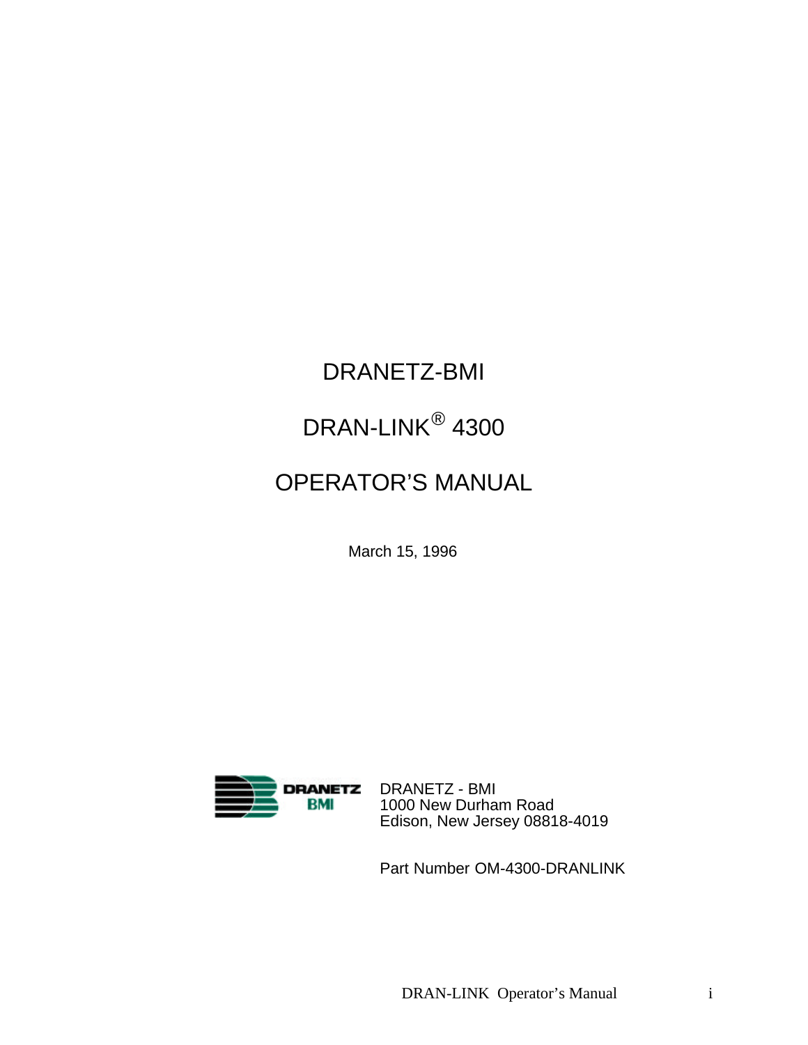# DRANETZ-BMI

# DRAN-LINK® 4300

# OPERATOR'S MANUAL

March 15, 1996

DRANETZ BMI

DRANETZ - BMI
1000 New Durham Road
Edison, New Jersey 08818-4019

Part Number OM-4300-DRANLINK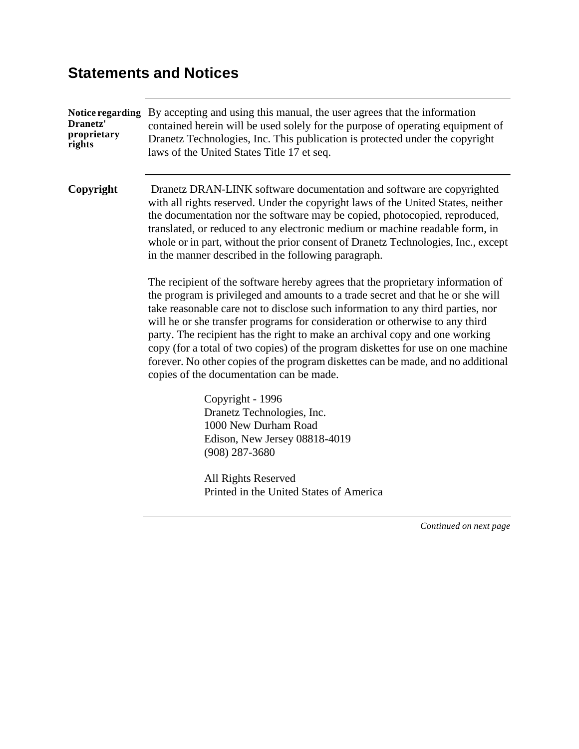# Statements and Notices

**Notice regarding Dranetz' proprietary rights**

By accepting and using this manual, the user agrees that the information contained herein will be used solely for the purpose of operating equipment of Dranetz Technologies, Inc. This publication is protected under the copyright laws of the United States Title 17 et seq.

**Copyright**

Dranetz DRAN-LINK software documentation and software are copyrighted with all rights reserved. Under the copyright laws of the United States, neither the documentation nor the software may be copied, photocopied, reproduced, translated, or reduced to any electronic medium or machine readable form, in whole or in part, without the prior consent of Dranetz Technologies, Inc., except in the manner described in the following paragraph.

The recipient of the software hereby agrees that the proprietary information of the program is privileged and amounts to a trade secret and that he or she will take reasonable care not to disclose such information to any third parties, nor will he or she transfer programs for consideration or otherwise to any third party. The recipient has the right to make an archival copy and one working copy (for a total of two copies) of the program diskettes for use on one machine forever. No other copies of the program diskettes can be made, and no additional copies of the documentation can be made.

Copyright - 1996
Dranetz Technologies, Inc.
1000 New Durham Road
Edison, New Jersey 08818-4019
(908) 287-3680

All Rights Reserved
Printed in the United States of America

*Continued on next page*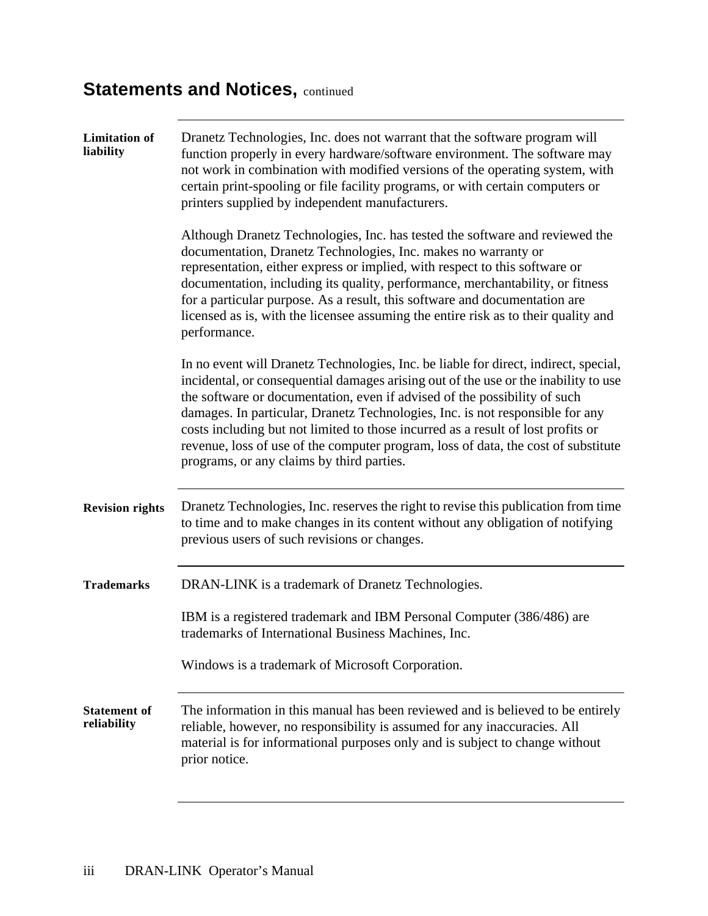## Statements and Notices, continued

**Limitation of liability**

Dranetz Technologies, Inc. does not warrant that the software program will function properly in every hardware/software environment. The software may not work in combination with modified versions of the operating system, with certain print-spooling or file facility programs, or with certain computers or printers supplied by independent manufacturers.

Although Dranetz Technologies, Inc. has tested the software and reviewed the documentation, Dranetz Technologies, Inc. makes no warranty or representation, either express or implied, with respect to this software or documentation, including its quality, performance, merchantability, or fitness for a particular purpose. As a result, this software and documentation are licensed as is, with the licensee assuming the entire risk as to their quality and performance.

In no event will Dranetz Technologies, Inc. be liable for direct, indirect, special, incidental, or consequential damages arising out of the use or the inability to use the software or documentation, even if advised of the possibility of such damages. In particular, Dranetz Technologies, Inc. is not responsible for any costs including but not limited to those incurred as a result of lost profits or revenue, loss of use of the computer program, loss of data, the cost of substitute programs, or any claims by third parties.

**Revision rights**

Dranetz Technologies, Inc. reserves the right to revise this publication from time to time and to make changes in its content without any obligation of notifying previous users of such revisions or changes.

**Trademarks**

DRAN-LINK is a trademark of Dranetz Technologies.

IBM is a registered trademark and IBM Personal Computer (386/486) are trademarks of International Business Machines, Inc.

Windows is a trademark of Microsoft Corporation.

**Statement of reliability**

The information in this manual has been reviewed and is believed to be entirely reliable, however, no responsibility is assumed for any inaccuracies. All material is for informational purposes only and is subject to change without prior notice.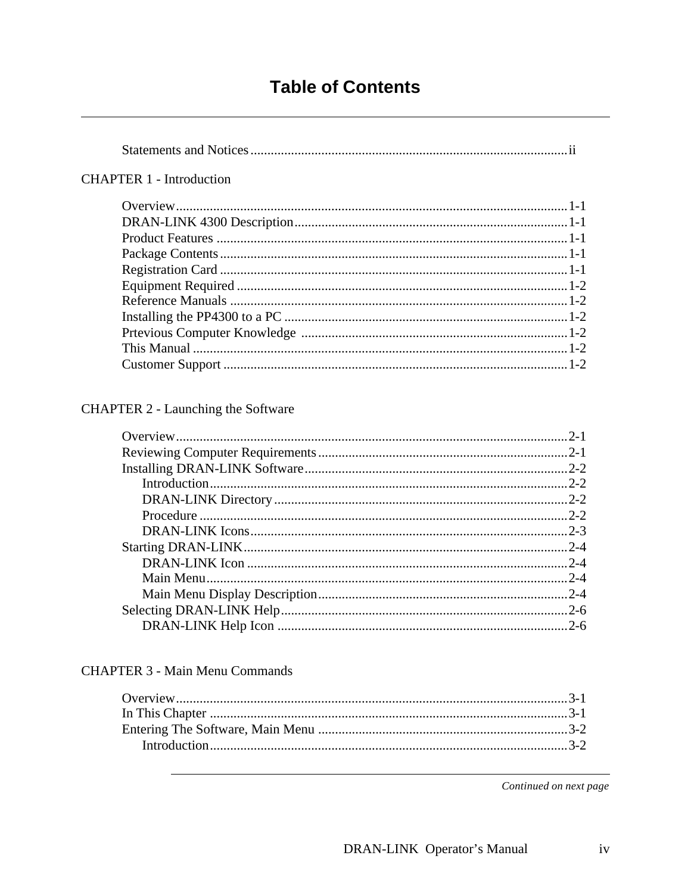# Table of Contents

Statements and Notices ........ ii

CHAPTER 1 - Introduction

- Overview ........ 1-1
- DRAN-LINK 4300 Description ........ 1-1
- Product Features ........ 1-1
- Package Contents ........ 1-1
- Registration Card ........ 1-1
- Equipment Required ........ 1-2
- Reference Manuals ........ 1-2
- Installing the PP4300 to a PC ........ 1-2
- Prtevious Computer Knowledge ........ 1-2
- This Manual ........ 1-2
- Customer Support ........ 1-2

CHAPTER 2 - Launching the Software

- Overview ........ 2-1
- Reviewing Computer Requirements ........ 2-1
- Installing DRAN-LINK Software ........ 2-2
  - Introduction ........ 2-2
  - DRAN-LINK Directory ........ 2-2
  - Procedure ........ 2-2
  - DRAN-LINK Icons ........ 2-3
- Starting DRAN-LINK ........ 2-4
  - DRAN-LINK Icon ........ 2-4
  - Main Menu ........ 2-4
  - Main Menu Display Description ........ 2-4
- Selecting DRAN-LINK Help ........ 2-6
  - DRAN-LINK Help Icon ........ 2-6

CHAPTER 3 - Main Menu Commands

- Overview ........ 3-1
- In This Chapter ........ 3-1
- Entering The Software, Main Menu ........ 3-2
  - Introduction ........ 3-2

*Continued on next page*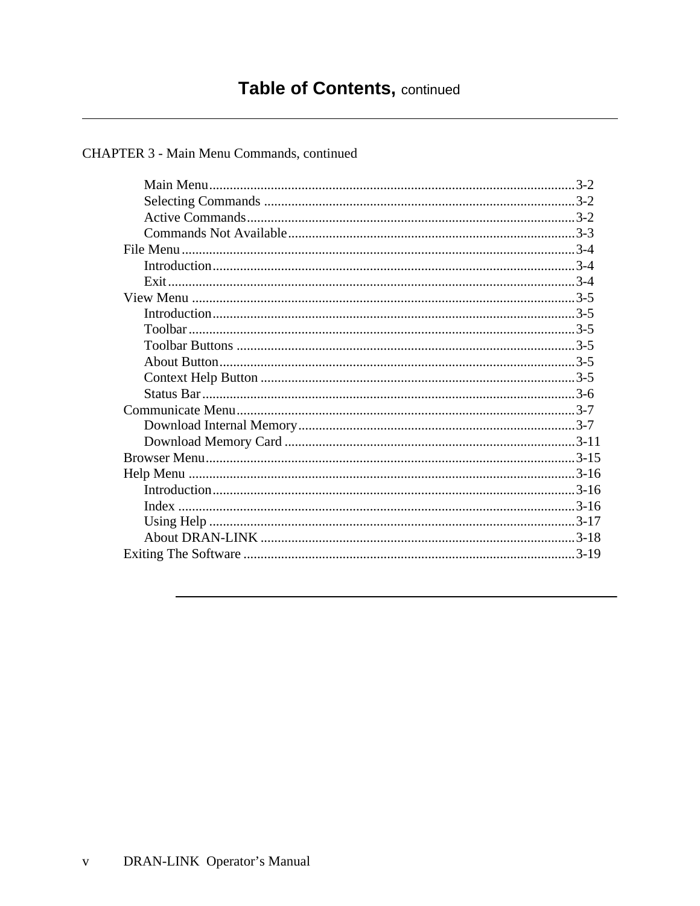# Table of Contents, continued

CHAPTER 3 - Main Menu Commands, continued

- Main Menu .......... 3-2
  - Selecting Commands .......... 3-2
  - Active Commands .......... 3-2
  - Commands Not Available .......... 3-3
- File Menu .......... 3-4
  - Introduction .......... 3-4
  - Exit .......... 3-4
- View Menu .......... 3-5
  - Introduction .......... 3-5
  - Toolbar .......... 3-5
  - Toolbar Buttons .......... 3-5
  - About Button .......... 3-5
  - Context Help Button .......... 3-5
  - Status Bar .......... 3-6
- Communicate Menu .......... 3-7
  - Download Internal Memory .......... 3-7
  - Download Memory Card .......... 3-11
- Browser Menu .......... 3-15
- Help Menu .......... 3-16
  - Introduction .......... 3-16
  - Index .......... 3-16
  - Using Help .......... 3-17
  - About DRAN-LINK .......... 3-18
- Exiting The Software .......... 3-19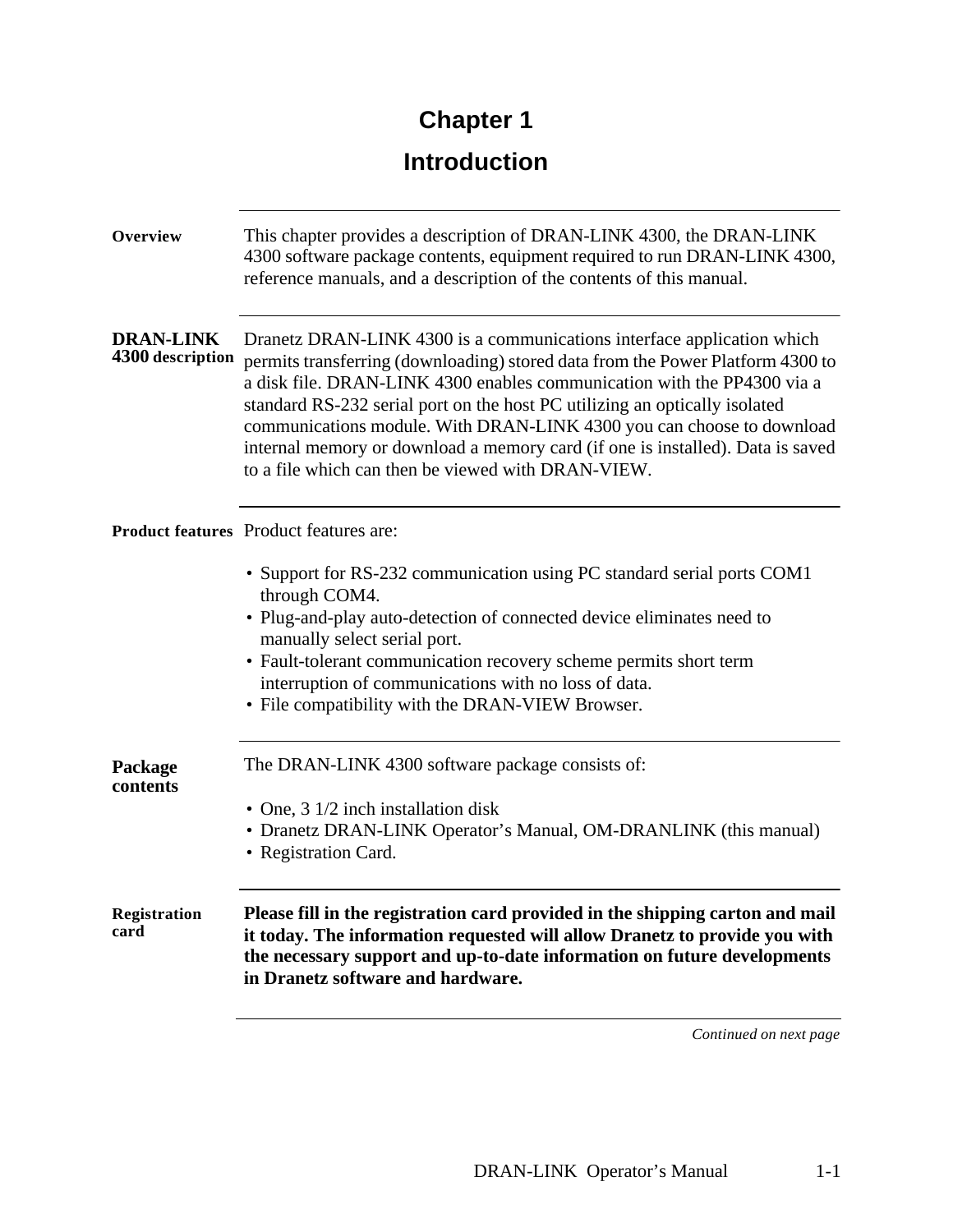# Chapter 1

# Introduction

**Overview**

This chapter provides a description of DRAN-LINK 4300, the DRAN-LINK 4300 software package contents, equipment required to run DRAN-LINK 4300, reference manuals, and a description of the contents of this manual.

**DRAN-LINK 4300 description**

Dranetz DRAN-LINK 4300 is a communications interface application which permits transferring (downloading) stored data from the Power Platform 4300 to a disk file. DRAN-LINK 4300 enables communication with the PP4300 via a standard RS-232 serial port on the host PC utilizing an optically isolated communications module. With DRAN-LINK 4300 you can choose to download internal memory or download a memory card (if one is installed). Data is saved to a file which can then be viewed with DRAN-VIEW.

**Product features**

Product features are:

- Support for RS-232 communication using PC standard serial ports COM1 through COM4.
- Plug-and-play auto-detection of connected device eliminates need to manually select serial port.
- Fault-tolerant communication recovery scheme permits short term interruption of communications with no loss of data.
- File compatibility with the DRAN-VIEW Browser.

**Package contents**

The DRAN-LINK 4300 software package consists of:

- One, 3 1/2 inch installation disk
- Dranetz DRAN-LINK Operator's Manual, OM-DRANLINK (this manual)
- Registration Card.

**Registration card**

**Please fill in the registration card provided in the shipping carton and mail it today. The information requested will allow Dranetz to provide you with the necessary support and up-to-date information on future developments in Dranetz software and hardware.**

*Continued on next page*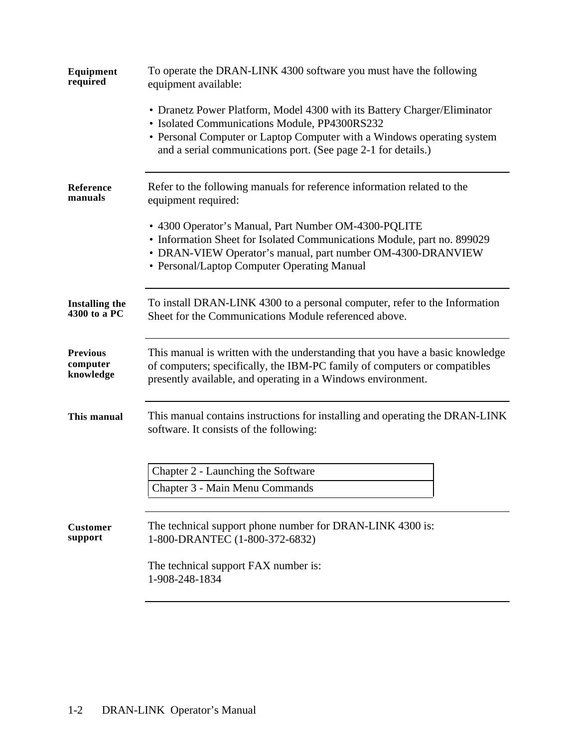**Equipment required**

To operate the DRAN-LINK 4300 software you must have the following equipment available:

- Dranetz Power Platform, Model 4300 with its Battery Charger/Eliminator
- Isolated Communications Module, PP4300RS232
- Personal Computer or Laptop Computer with a Windows operating system and a serial communications port. (See page 2-1 for details.)

---

**Reference manuals**

Refer to the following manuals for reference information related to the equipment required:

- 4300 Operator's Manual, Part Number OM-4300-PQLITE
- Information Sheet for Isolated Communications Module, part no. 899029
- DRAN-VIEW Operator's manual, part number OM-4300-DRANVIEW
- Personal/Laptop Computer Operating Manual

---

**Installing the 4300 to a PC**

To install DRAN-LINK 4300 to a personal computer, refer to the Information Sheet for the Communications Module referenced above.

---

**Previous computer knowledge**

This manual is written with the understanding that you have a basic knowledge of computers; specifically, the IBM-PC family of computers or compatibles presently available, and operating in a Windows environment.

---

**This manual**

This manual contains instructions for installing and operating the DRAN-LINK software. It consists of the following:

| Chapter 2 - Launching the Software |
|---|
| Chapter 3 - Main Menu Commands |

---

**Customer support**

The technical support phone number for DRAN-LINK 4300 is:
1-800-DRANTEC (1-800-372-6832)

The technical support FAX number is:
1-908-248-1834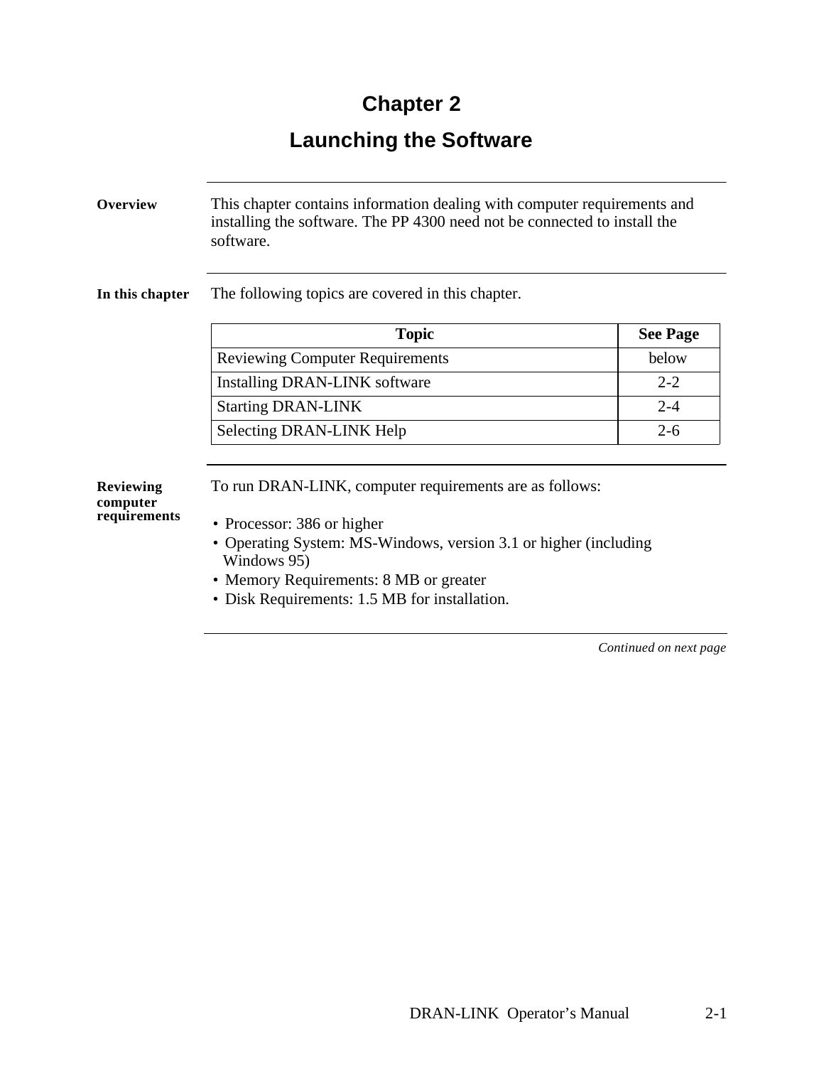# Chapter 2

## Launching the Software

**Overview**

This chapter contains information dealing with computer requirements and installing the software. The PP 4300 need not be connected to install the software.

**In this chapter**

The following topics are covered in this chapter.

| Topic | See Page |
|---|---|
| Reviewing Computer Requirements | below |
| Installing DRAN-LINK software | 2-2 |
| Starting DRAN-LINK | 2-4 |
| Selecting DRAN-LINK Help | 2-6 |

**Reviewing computer requirements**

To run DRAN-LINK, computer requirements are as follows:

- Processor: 386 or higher
- Operating System: MS-Windows, version 3.1 or higher (including Windows 95)
- Memory Requirements: 8 MB or greater
- Disk Requirements: 1.5 MB for installation.

*Continued on next page*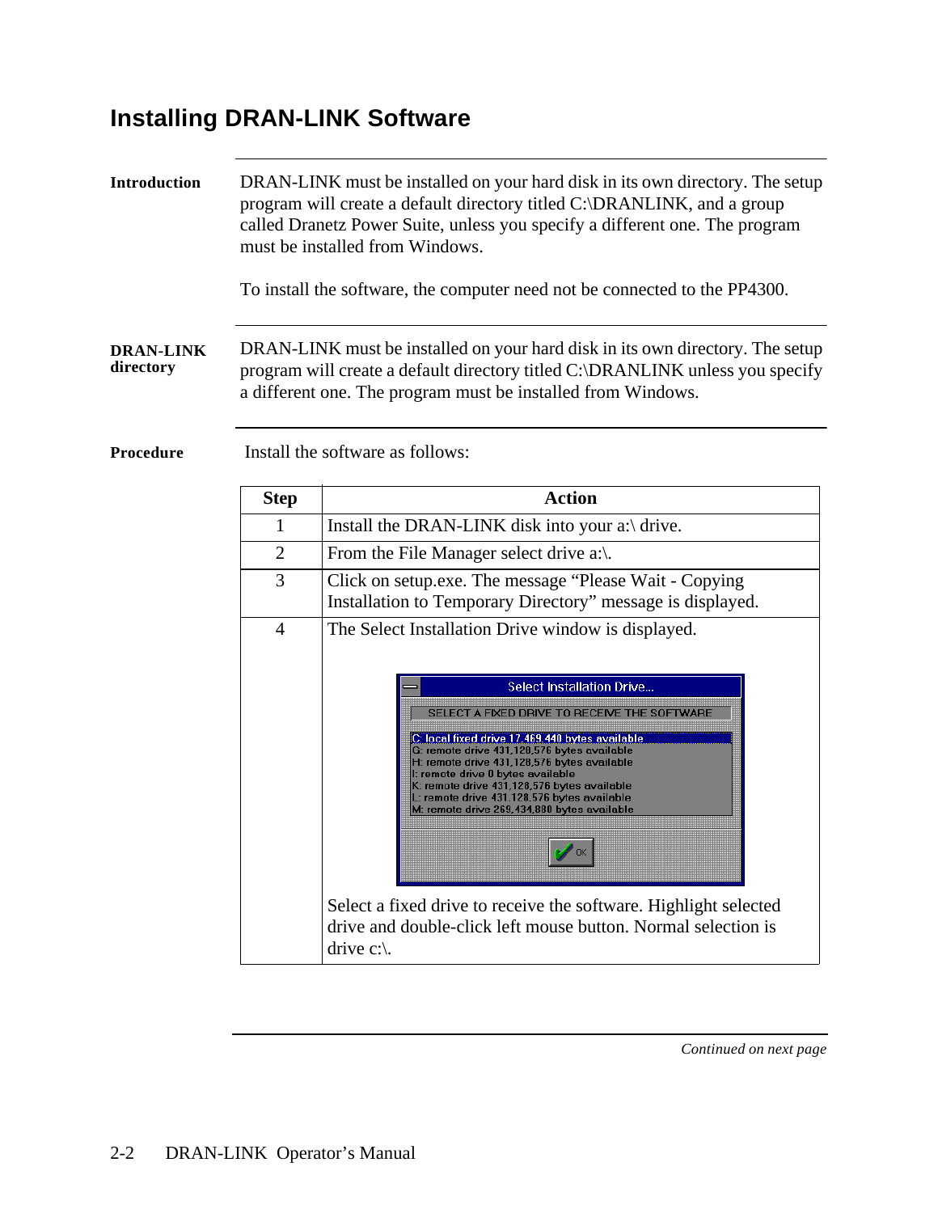## Installing DRAN-LINK Software

**Introduction**

DRAN-LINK must be installed on your hard disk in its own directory. The setup program will create a default directory titled C:\DRANLINK, and a group called Dranetz Power Suite, unless you specify a different one. The program must be installed from Windows.

To install the software, the computer need not be connected to the PP4300.

**DRAN-LINK directory**

DRAN-LINK must be installed on your hard disk in its own directory. The setup program will create a default directory titled C:\DRANLINK unless you specify a different one. The program must be installed from Windows.

**Procedure**

Install the software as follows:

| Step | Action |
|---|---|
| 1 | Install the DRAN-LINK disk into your a:\ drive. |
| 2 | From the File Manager select drive a:\. |
| 3 | Click on setup.exe. The message “Please Wait - Copying Installation to Temporary Directory” message is displayed. |
| 4 | The Select Installation Drive window is displayed.<br><br>Select Installation Drive...<br>SELECT A FIXED DRIVE TO RECEIVE THE SOFTWARE<br>C: local fixed drive 17,469,440 bytes available<br>G: remote drive 431,128,576 bytes available<br>H: remote drive 431,128,576 bytes available<br>I: remote drive 0 bytes available<br>K: remote drive 431,128,576 bytes available<br>L: remote drive 431,128,576 bytes available<br>M: remote drive 269,434,880 bytes available<br>OK<br><br>Select a fixed drive to receive the software. Highlight selected drive and double-click left mouse button. Normal selection is drive c:\. |

*Continued on next page*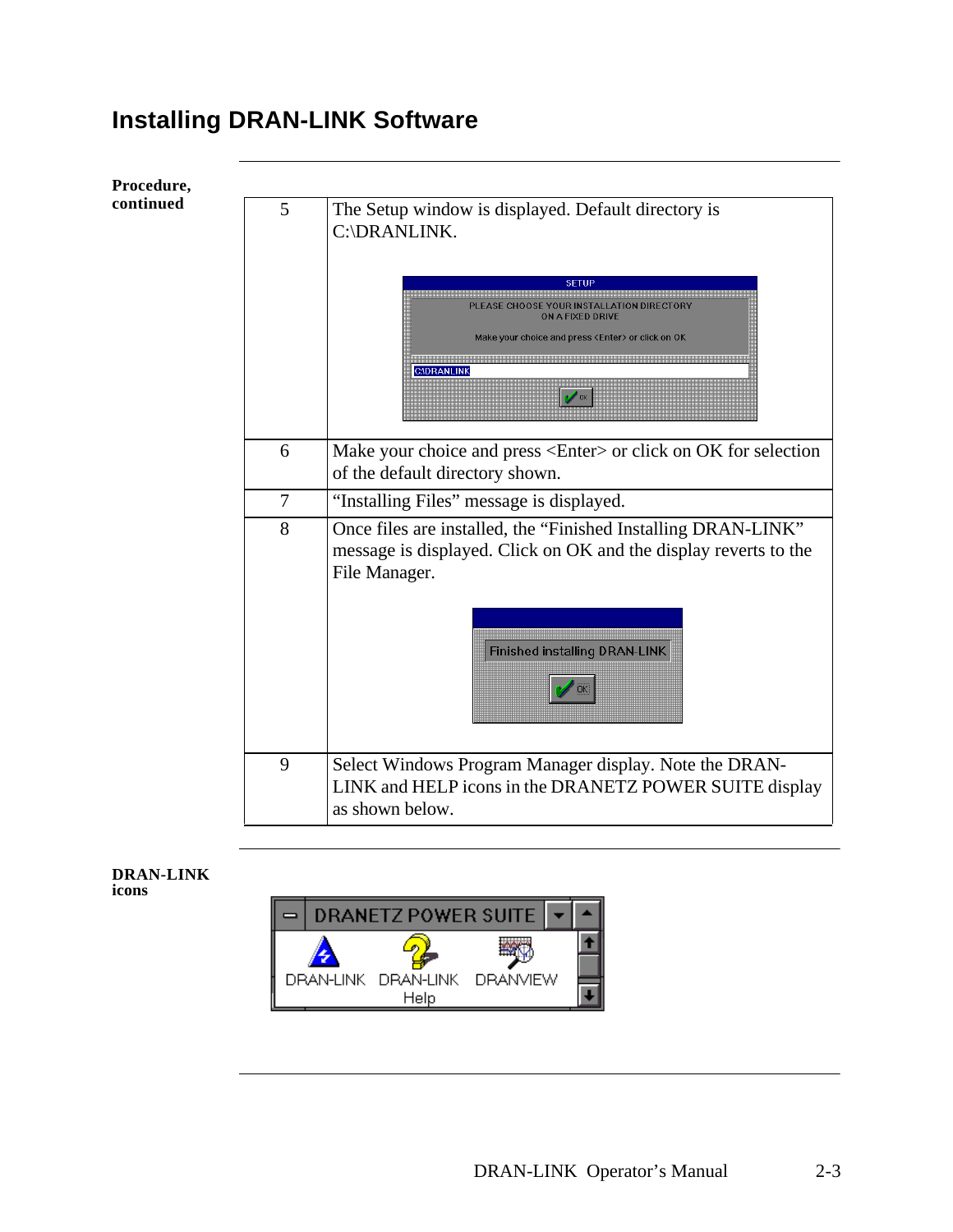## Installing DRAN-LINK Software

**Procedure, continued**

| | |
|---|---|
| 5 | The Setup window is displayed. Default directory is C:\DRANLINK. |
| 6 | Make your choice and press <Enter> or click on OK for selection of the default directory shown. |
| 7 | "Installing Files" message is displayed. |
| 8 | Once files are installed, the "Finished Installing DRAN-LINK" message is displayed. Click on OK and the display reverts to the File Manager. |
| 9 | Select Windows Program Manager display. Note the DRAN-LINK and HELP icons in the DRANETZ POWER SUITE display as shown below. |

**DRAN-LINK icons**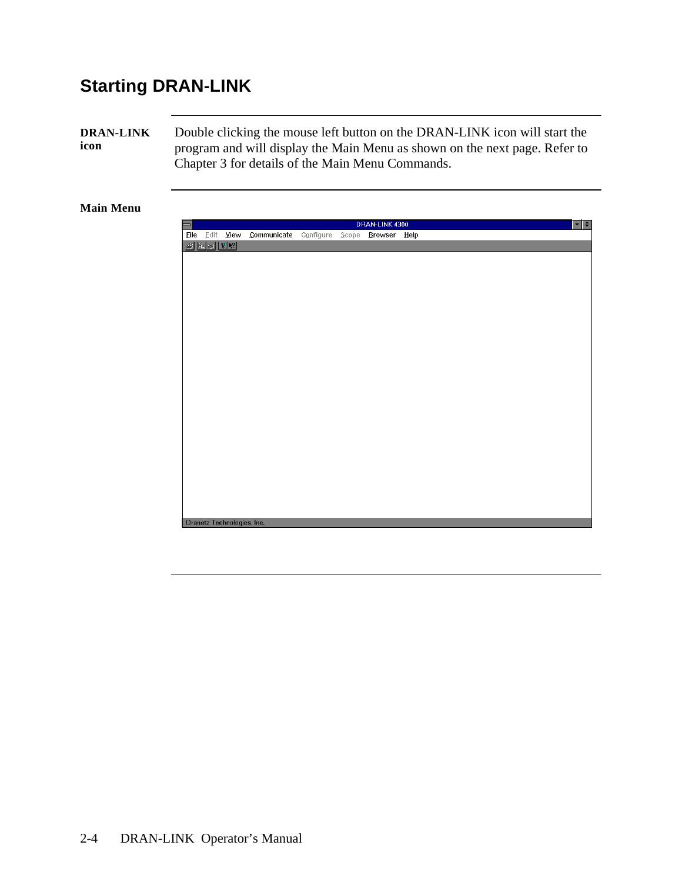# Starting DRAN-LINK

**DRAN-LINK icon**

Double clicking the mouse left button on the DRAN-LINK icon will start the program and will display the Main Menu as shown on the next page. Refer to Chapter 3 for details of the Main Menu Commands.

**Main Menu**

DRAN-LINK 4300

File Edit View Communicate Configure Scope Browser Help

Dranetz Technologies, Inc.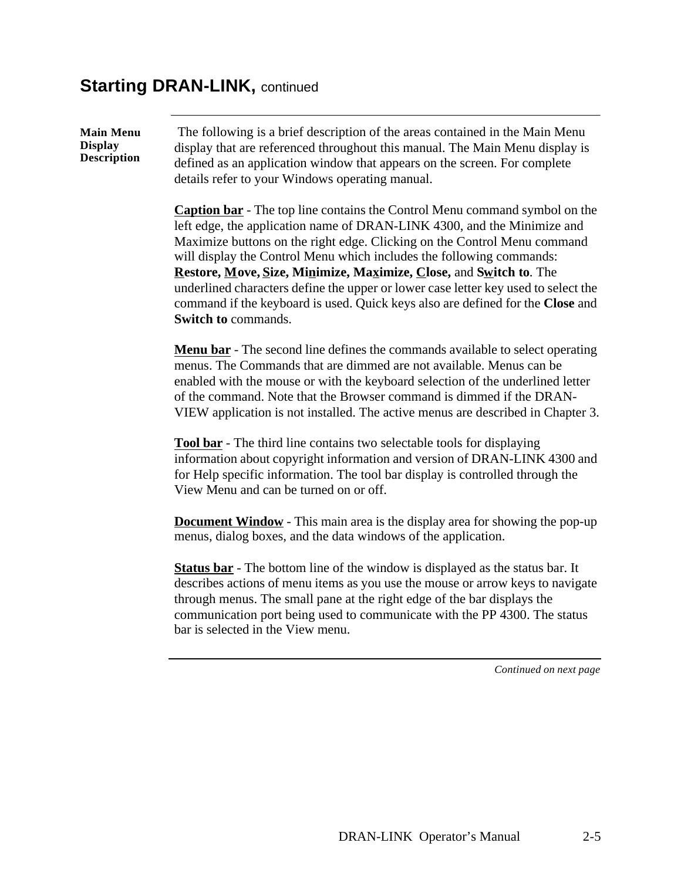## Starting DRAN-LINK, continued

**Main Menu Display Description**

The following is a brief description of the areas contained in the Main Menu display that are referenced throughout this manual. The Main Menu display is defined as an application window that appears on the screen. For complete details refer to your Windows operating manual.

**Caption bar** - The top line contains the Control Menu command symbol on the left edge, the application name of DRAN-LINK 4300, and the Minimize and Maximize buttons on the right edge. Clicking on the Control Menu command will display the Control Menu which includes the following commands: **Restore, Move, Size, Minimize, Maximize, Close,** and **Switch to**. The underlined characters define the upper or lower case letter key used to select the command if the keyboard is used. Quick keys also are defined for the **Close** and **Switch to** commands.

**Menu bar** - The second line defines the commands available to select operating menus. The Commands that are dimmed are not available. Menus can be enabled with the mouse or with the keyboard selection of the underlined letter of the command. Note that the Browser command is dimmed if the DRAN-VIEW application is not installed. The active menus are described in Chapter 3.

**Tool bar** - The third line contains two selectable tools for displaying information about copyright information and version of DRAN-LINK 4300 and for Help specific information. The tool bar display is controlled through the View Menu and can be turned on or off.

**Document Window** - This main area is the display area for showing the pop-up menus, dialog boxes, and the data windows of the application.

**Status bar** - The bottom line of the window is displayed as the status bar. It describes actions of menu items as you use the mouse or arrow keys to navigate through menus. The small pane at the right edge of the bar displays the communication port being used to communicate with the PP 4300. The status bar is selected in the View menu.

*Continued on next page*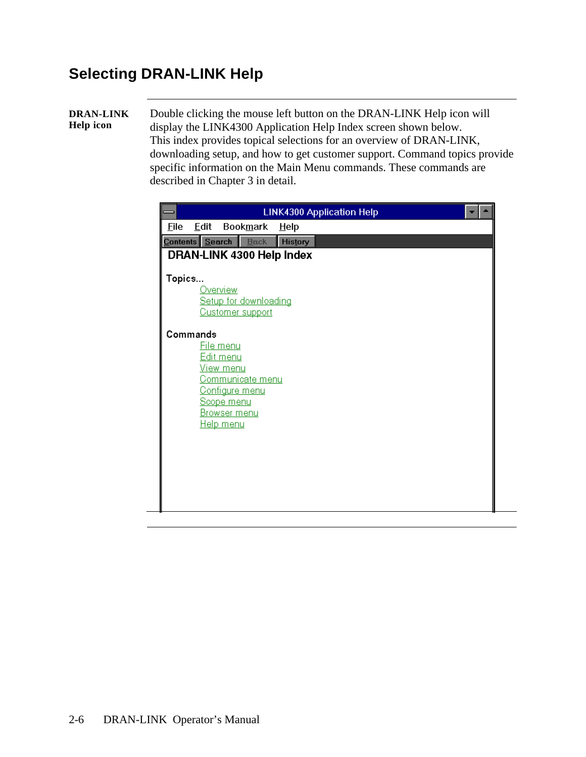# Selecting DRAN-LINK Help

**DRAN-LINK Help icon**

Double clicking the mouse left button on the DRAN-LINK Help icon will display the LINK4300 Application Help Index screen shown below. This index provides topical selections for an overview of DRAN-LINK, downloading setup, and how to get customer support. Command topics provide specific information on the Main Menu commands. These commands are described in Chapter 3 in detail.

LINK4300 Application Help

File Edit Bookmark Help

Contents Search Back History

**DRAN-LINK 4300 Help Index**

Topics...

- Overview
- Setup for downloading
- Customer support

Commands

- File menu
- Edit menu
- View menu
- Communicate menu
- Configure menu
- Scope menu
- Browser menu
- Help menu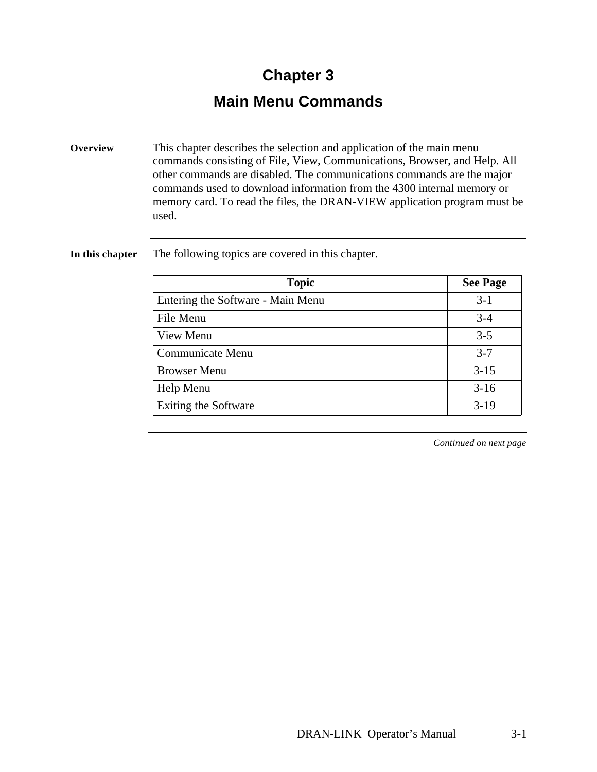# Chapter 3

# Main Menu Commands

**Overview**

This chapter describes the selection and application of the main menu commands consisting of File, View, Communications, Browser, and Help. All other commands are disabled. The communications commands are the major commands used to download information from the 4300 internal memory or memory card. To read the files, the DRAN-VIEW application program must be used.

**In this chapter**

The following topics are covered in this chapter.

| Topic | See Page |
|---|---|
| Entering the Software - Main Menu | 3-1 |
| File Menu | 3-4 |
| View Menu | 3-5 |
| Communicate Menu | 3-7 |
| Browser Menu | 3-15 |
| Help Menu | 3-16 |
| Exiting the Software | 3-19 |

*Continued on next page*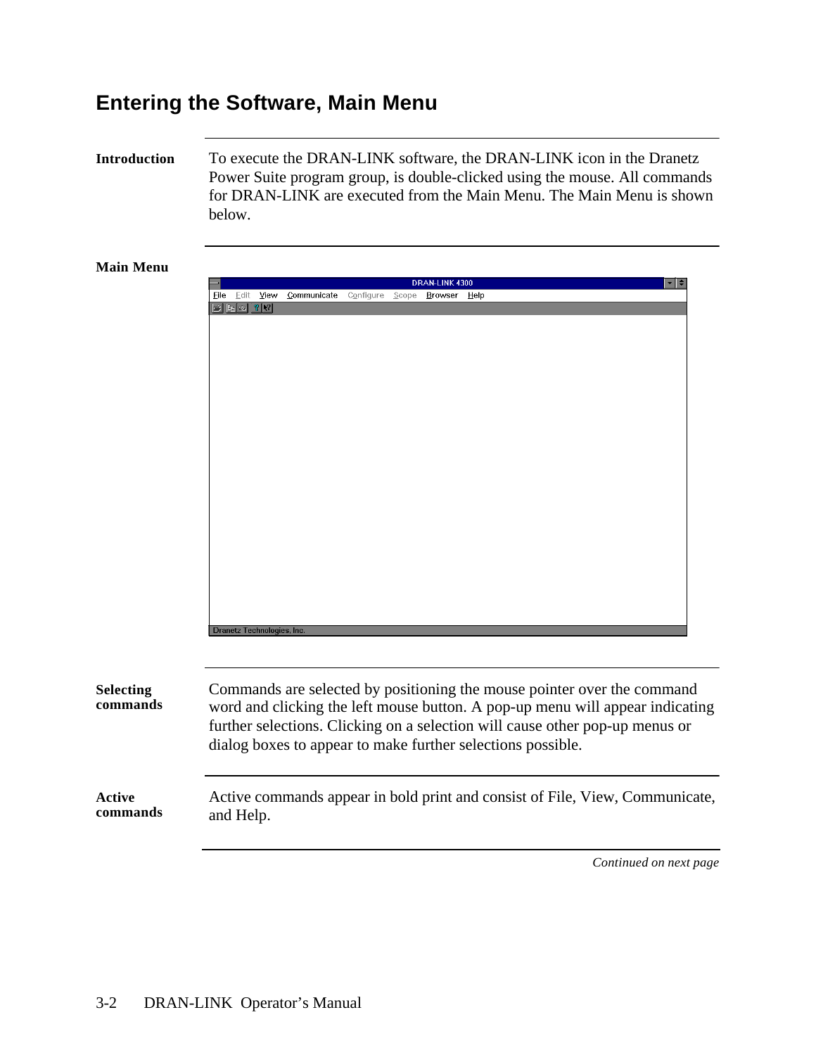# Entering the Software, Main Menu

**Introduction**

To execute the DRAN-LINK software, the DRAN-LINK icon in the Dranetz Power Suite program group, is double-clicked using the mouse. All commands for DRAN-LINK are executed from the Main Menu. The Main Menu is shown below.

**Main Menu**

DRAN-LINK 4300

File Edit View Communicate Configure Scope Browser Help

Dranetz Technologies, Inc.

**Selecting commands**

Commands are selected by positioning the mouse pointer over the command word and clicking the left mouse button. A pop-up menu will appear indicating further selections. Clicking on a selection will cause other pop-up menus or dialog boxes to appear to make further selections possible.

**Active commands**

Active commands appear in bold print and consist of File, View, Communicate, and Help.

*Continued on next page*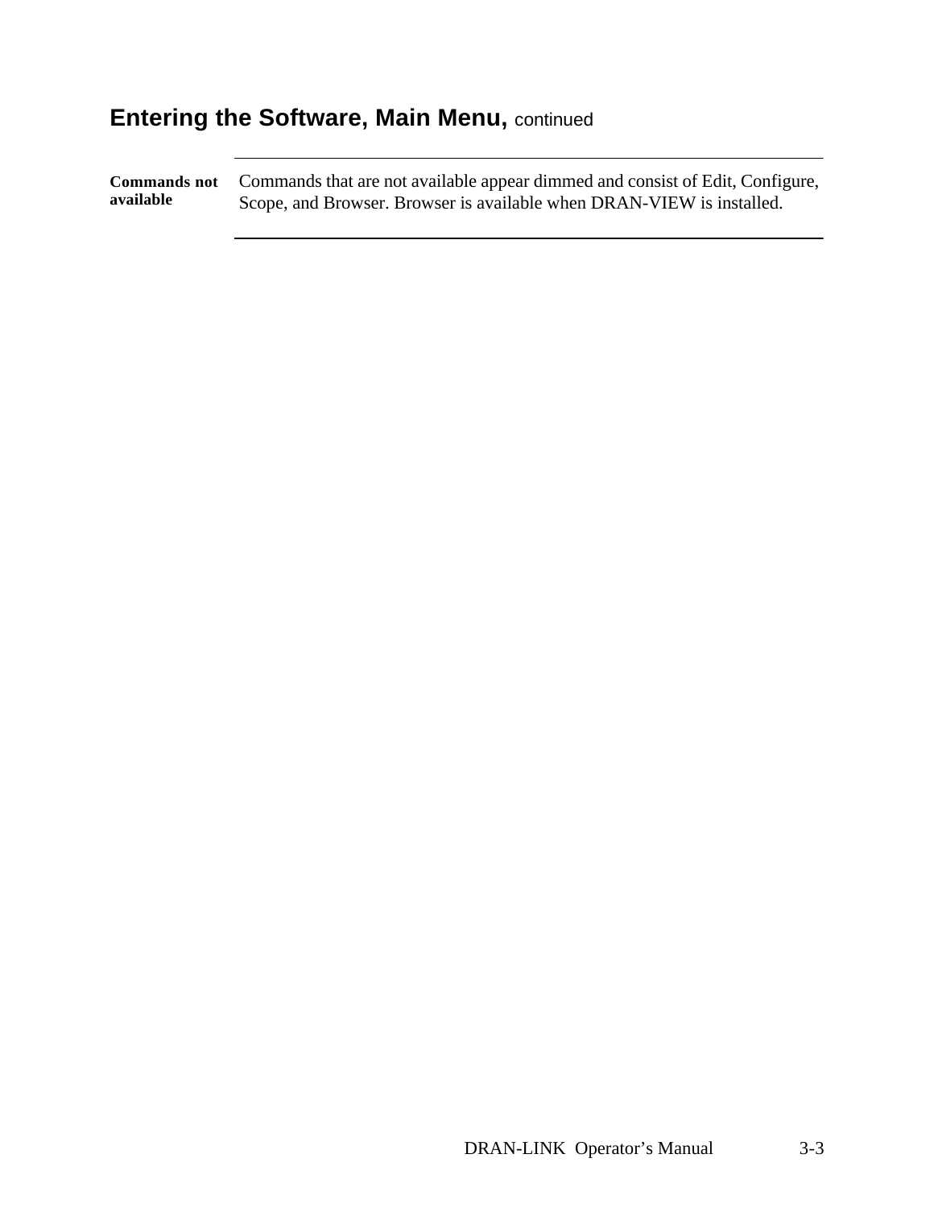## Entering the Software, Main Menu, continued

**Commands not available**

Commands that are not available appear dimmed and consist of Edit, Configure, Scope, and Browser. Browser is available when DRAN-VIEW is installed.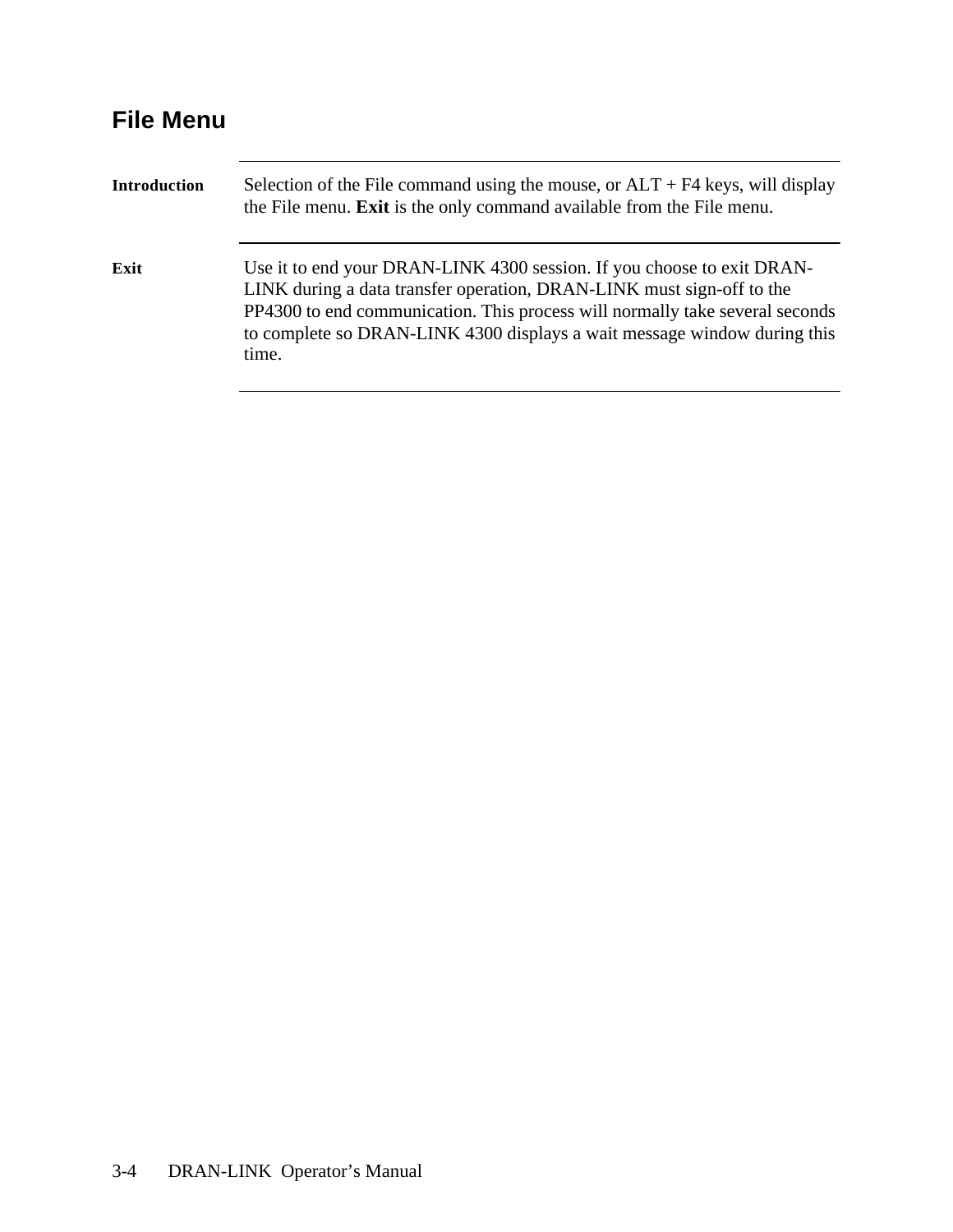## File Menu

**Introduction**

Selection of the File command using the mouse, or ALT + F4 keys, will display the File menu. **Exit** is the only command available from the File menu.

**Exit**

Use it to end your DRAN-LINK 4300 session. If you choose to exit DRAN-LINK during a data transfer operation, DRAN-LINK must sign-off to the PP4300 to end communication. This process will normally take several seconds to complete so DRAN-LINK 4300 displays a wait message window during this time.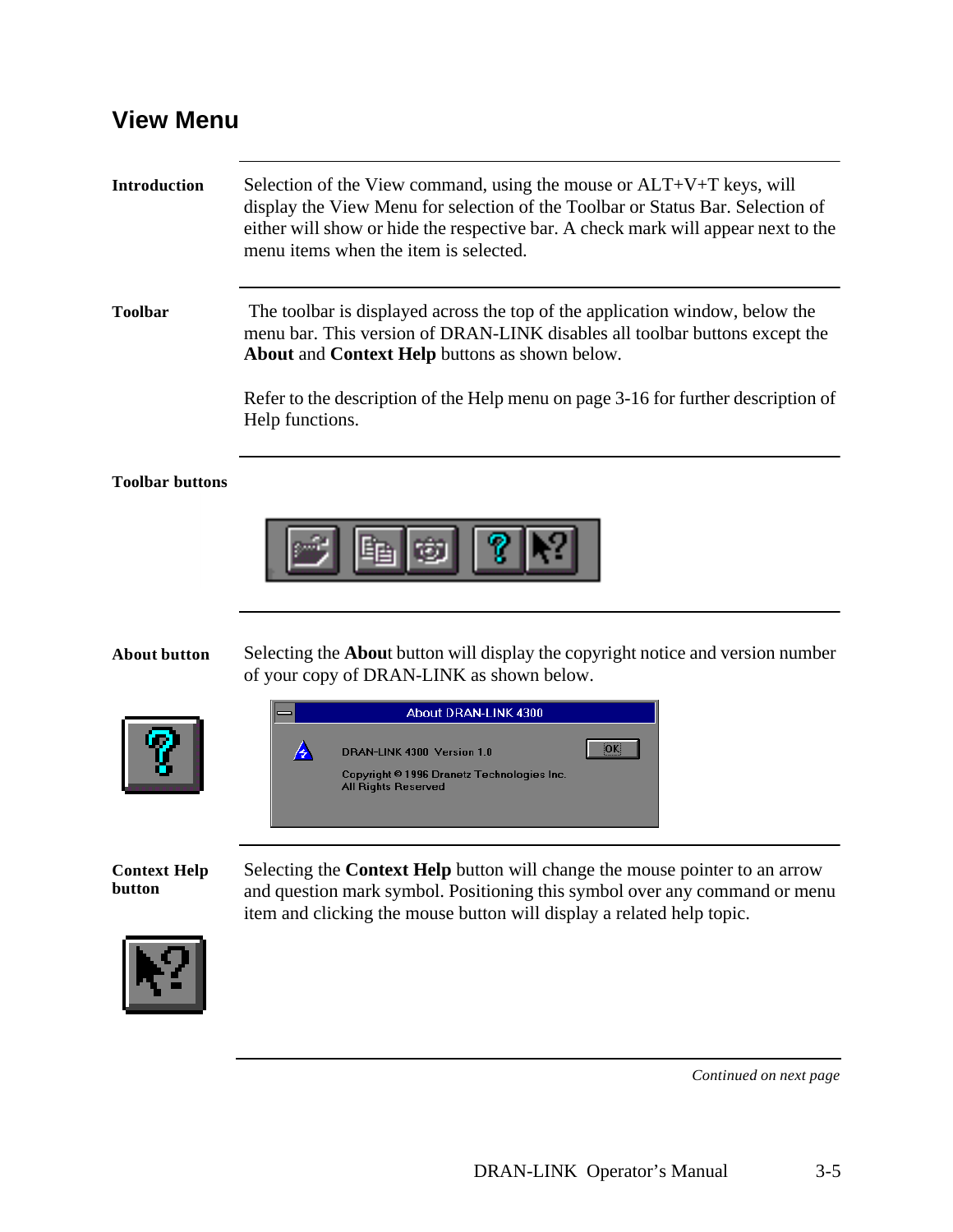# View Menu

**Introduction**

Selection of the View command, using the mouse or ALT+V+T keys, will display the View Menu for selection of the Toolbar or Status Bar. Selection of either will show or hide the respective bar. A check mark will appear next to the menu items when the item is selected.

**Toolbar**

The toolbar is displayed across the top of the application window, below the menu bar. This version of DRAN-LINK disables all toolbar buttons except the **About** and **Context Help** buttons as shown below.

Refer to the description of the Help menu on page 3-16 for further description of Help functions.

**Toolbar buttons**

**About button**

Selecting the **About** button will display the copyright notice and version number of your copy of DRAN-LINK as shown below.

**Context Help button**

Selecting the **Context Help** button will change the mouse pointer to an arrow and question mark symbol. Positioning this symbol over any command or menu item and clicking the mouse button will display a related help topic.

*Continued on next page*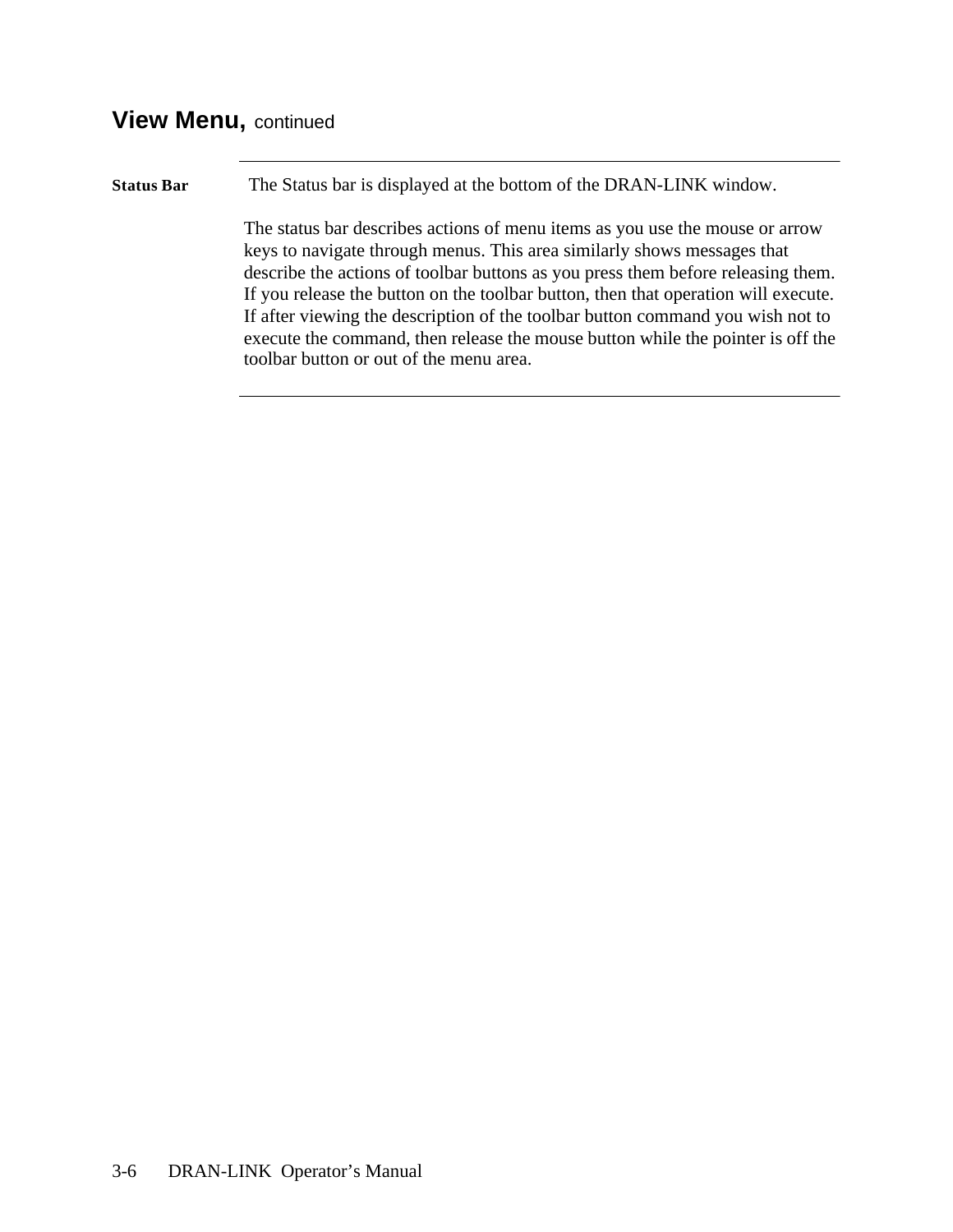## View Menu, continued

**Status Bar**

The Status bar is displayed at the bottom of the DRAN-LINK window.

The status bar describes actions of menu items as you use the mouse or arrow keys to navigate through menus. This area similarly shows messages that describe the actions of toolbar buttons as you press them before releasing them. If you release the button on the toolbar button, then that operation will execute. If after viewing the description of the toolbar button command you wish not to execute the command, then release the mouse button while the pointer is off the toolbar button or out of the menu area.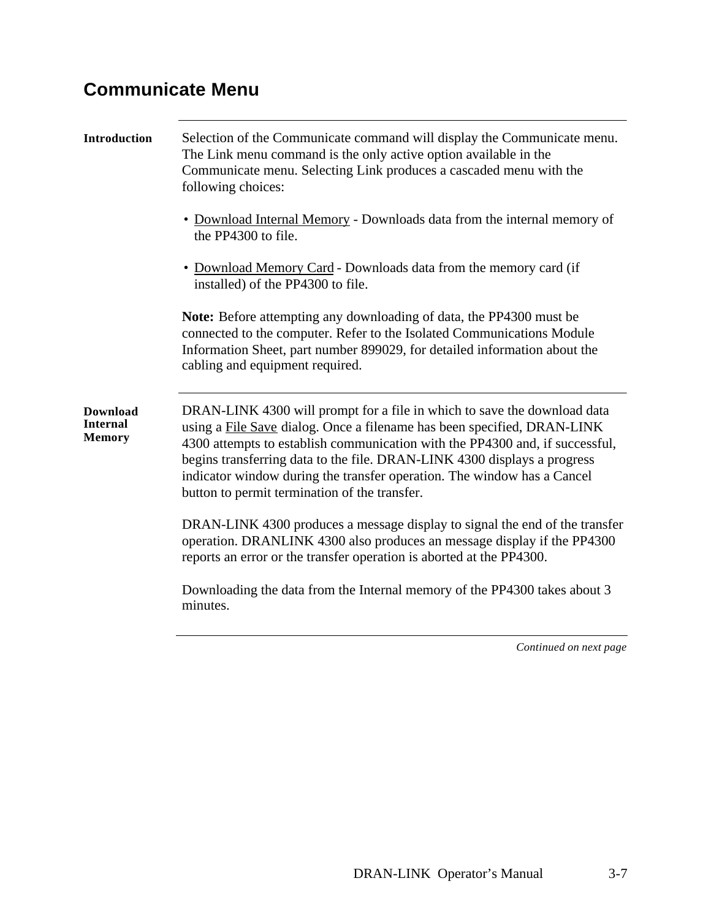## Communicate Menu

**Introduction**

Selection of the Communicate command will display the Communicate menu. The Link menu command is the only active option available in the Communicate menu. Selecting Link produces a cascaded menu with the following choices:

- Download Internal Memory - Downloads data from the internal memory of the PP4300 to file.
- Download Memory Card - Downloads data from the memory card (if installed) of the PP4300 to file.

**Note:** Before attempting any downloading of data, the PP4300 must be connected to the computer. Refer to the Isolated Communications Module Information Sheet, part number 899029, for detailed information about the cabling and equipment required.

**Download Internal Memory**

DRAN-LINK 4300 will prompt for a file in which to save the download data using a File Save dialog. Once a filename has been specified, DRAN-LINK 4300 attempts to establish communication with the PP4300 and, if successful, begins transferring data to the file. DRAN-LINK 4300 displays a progress indicator window during the transfer operation. The window has a Cancel button to permit termination of the transfer.

DRAN-LINK 4300 produces a message display to signal the end of the transfer operation. DRANLINK 4300 also produces an message display if the PP4300 reports an error or the transfer operation is aborted at the PP4300.

Downloading the data from the Internal memory of the PP4300 takes about 3 minutes.

*Continued on next page*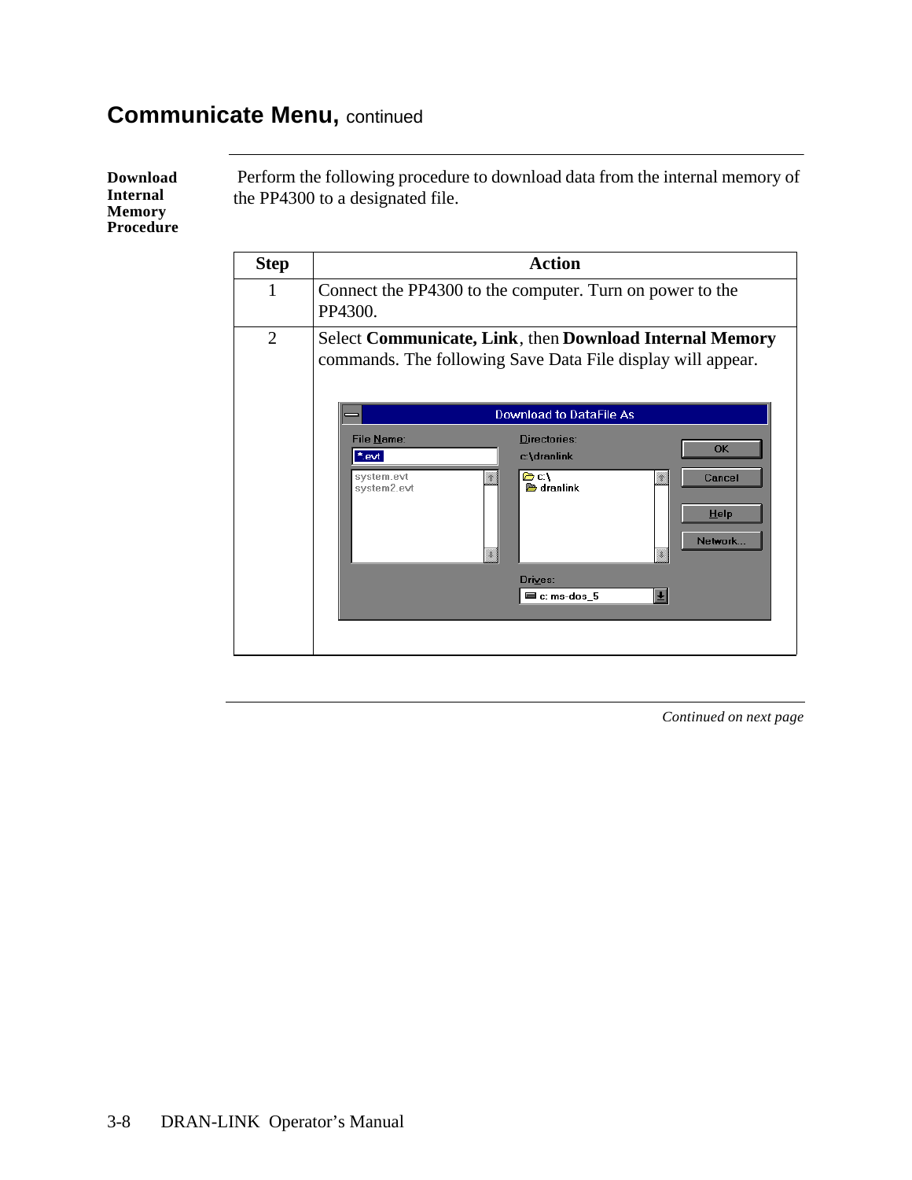## Communicate Menu, continued

**Download Internal Memory Procedure**

Perform the following procedure to download data from the internal memory of the PP4300 to a designated file.

| Step | Action |
|---|---|
| 1 | Connect the PP4300 to the computer. Turn on power to the PP4300. |
| 2 | Select **Communicate, Link**, then **Download Internal Memory** commands. The following Save Data File display will appear. |

*Continued on next page*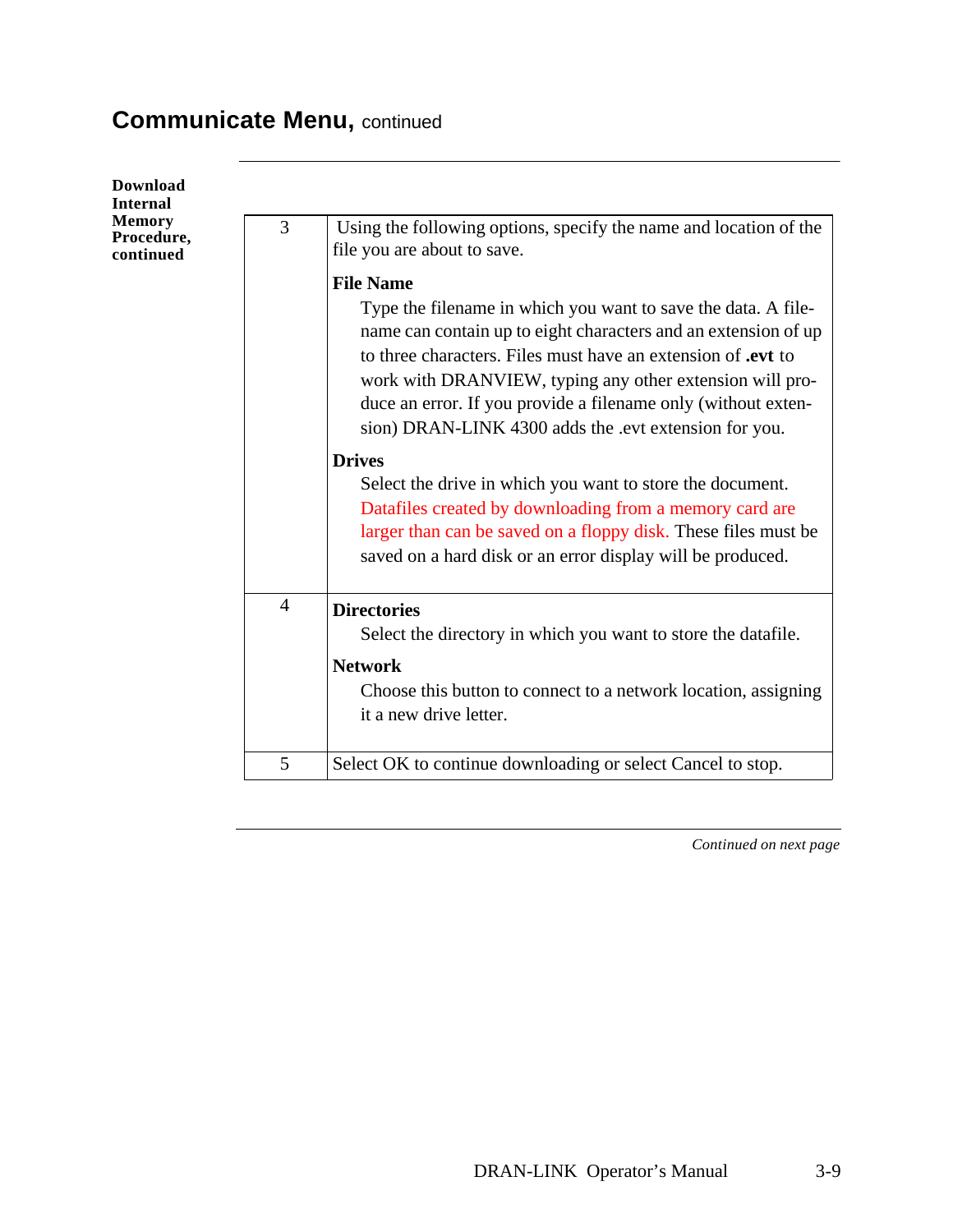## Communicate Menu, continued

**Download Internal Memory Procedure, continued**

| Step | Action |
|---|---|
| 3 | Using the following options, specify the name and location of the file you are about to save.<br><br>**File Name**<br>Type the filename in which you want to save the data. A filename can contain up to eight characters and an extension of up to three characters. Files must have an extension of **.evt** to work with DRANVIEW, typing any other extension will produce an error. If you provide a filename only (without extension) DRAN-LINK 4300 adds the .evt extension for you.<br><br>**Drives**<br>Select the drive in which you want to store the document. Datafiles created by downloading from a memory card are larger than can be saved on a floppy disk. These files must be saved on a hard disk or an error display will be produced. |
| 4 | **Directories**<br>Select the directory in which you want to store the datafile.<br><br>**Network**<br>Choose this button to connect to a network location, assigning it a new drive letter. |
| 5 | Select OK to continue downloading or select Cancel to stop. |

*Continued on next page*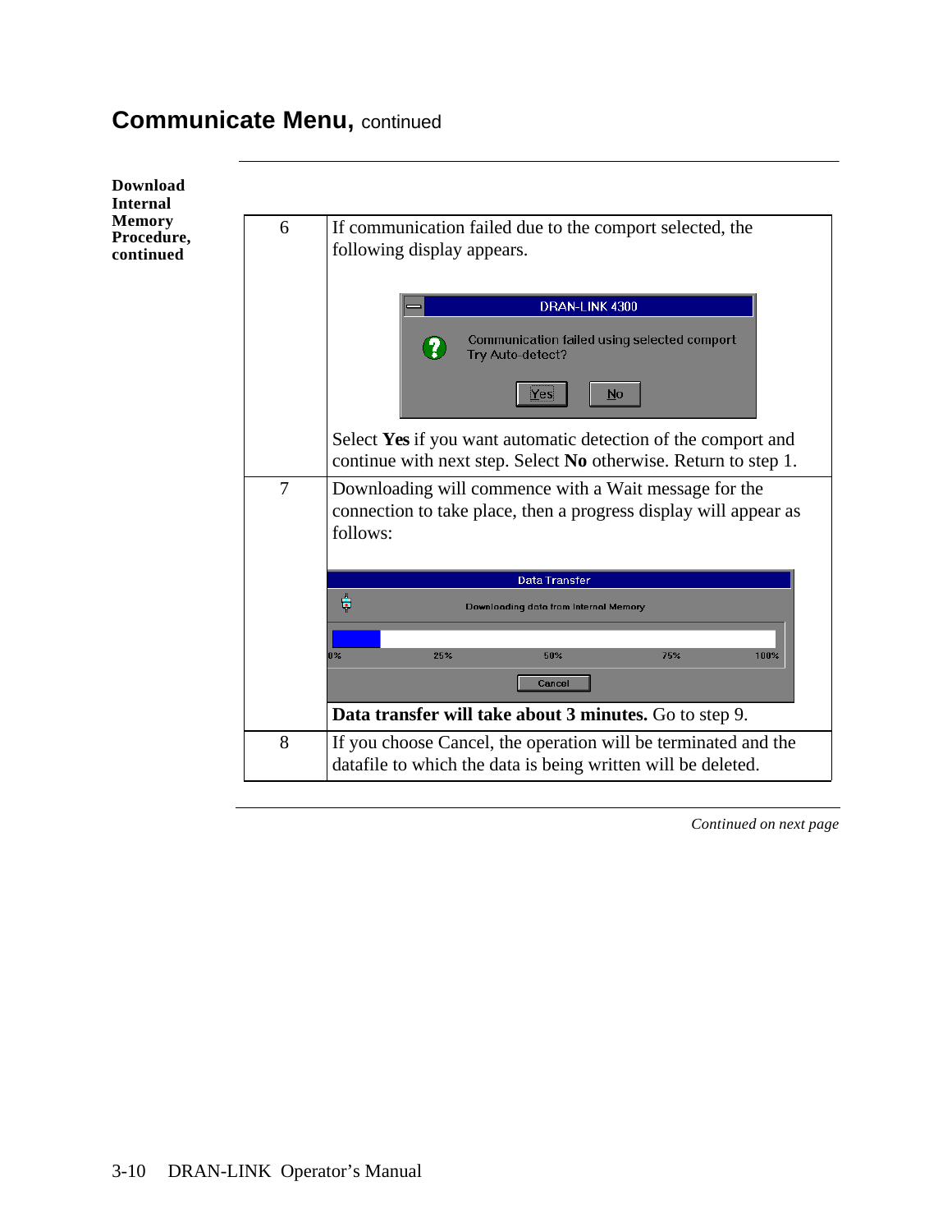# Communicate Menu, continued

**Download Internal Memory Procedure, continued**

| | |
|---|---|
| 6 | If communication failed due to the comport selected, the following display appears.<br><br>DRAN-LINK 4300<br>Communication failed using selected comport<br>Try Auto-detect?<br>Yes No<br><br>Select **Yes** if you want automatic detection of the comport and continue with next step. Select **No** otherwise. Return to step 1. |
| 7 | Downloading will commence with a Wait message for the connection to take place, then a progress display will appear as follows:<br><br>Data Transfer<br>Downloading data from Internal Memory<br>0% 25% 50% 75% 100%<br>Cancel<br><br>**Data transfer will take about 3 minutes.** Go to step 9. |
| 8 | If you choose Cancel, the operation will be terminated and the datafile to which the data is being written will be deleted. |

*Continued on next page*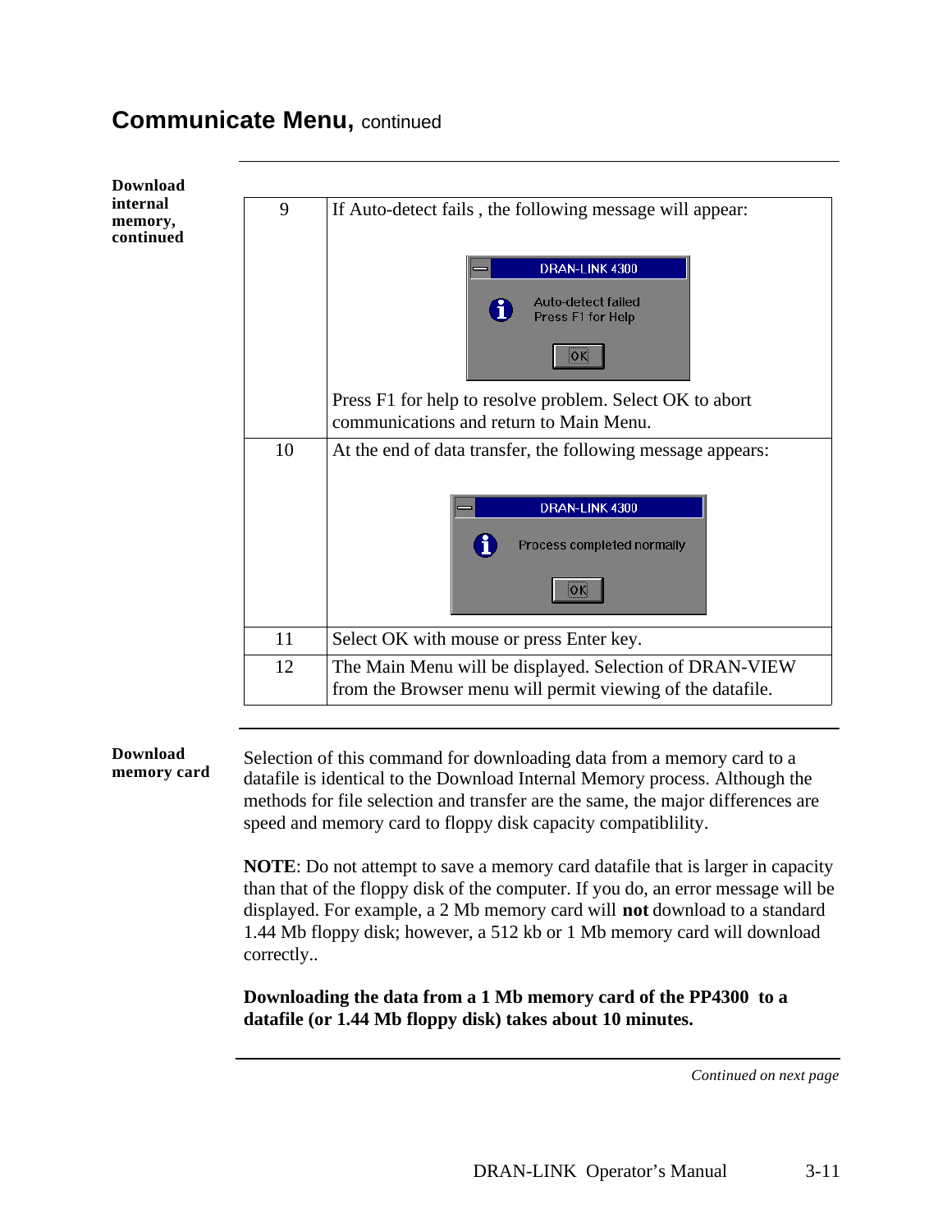## Communicate Menu, continued

**Download internal memory, continued**

| Step | Action |
|---|---|
| 9 | If Auto-detect fails , the following message will appear:<br><br>DRAN-LINK 4300<br>Auto-detect failed<br>Press F1 for Help<br>OK<br><br>Press F1 for help to resolve problem. Select OK to abort communications and return to Main Menu. |
| 10 | At the end of data transfer, the following message appears:<br><br>DRAN-LINK 4300<br>Process completed normally<br>OK |
| 11 | Select OK with mouse or press Enter key. |
| 12 | The Main Menu will be displayed. Selection of DRAN-VIEW from the Browser menu will permit viewing of the datafile. |

**Download memory card**

Selection of this command for downloading data from a memory card to a datafile is identical to the Download Internal Memory process. Although the methods for file selection and transfer are the same, the major differences are speed and memory card to floppy disk capacity compatiblility.

**NOTE**: Do not attempt to save a memory card datafile that is larger in capacity than that of the floppy disk of the computer. If you do, an error message will be displayed. For example, a 2 Mb memory card will **not** download to a standard 1.44 Mb floppy disk; however, a 512 kb or 1 Mb memory card will download correctly..

**Downloading the data from a 1 Mb memory card of the PP4300 to a datafile (or 1.44 Mb floppy disk) takes about 10 minutes.**

*Continued on next page*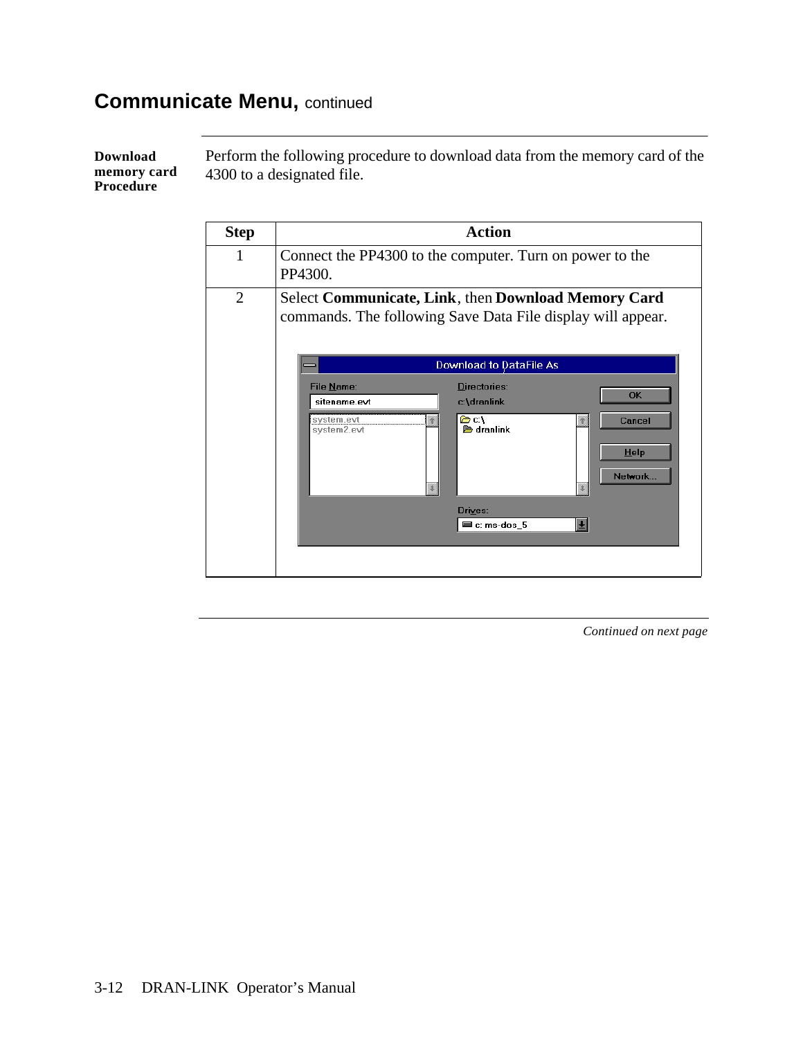## Communicate Menu, continued

**Download memory card Procedure**

Perform the following procedure to download data from the memory card of the 4300 to a designated file.

| Step | Action |
|---|---|
| 1 | Connect the PP4300 to the computer. Turn on power to the PP4300. |
| 2 | Select **Communicate, Link**, then **Download Memory Card** commands. The following Save Data File display will appear. |

*Continued on next page*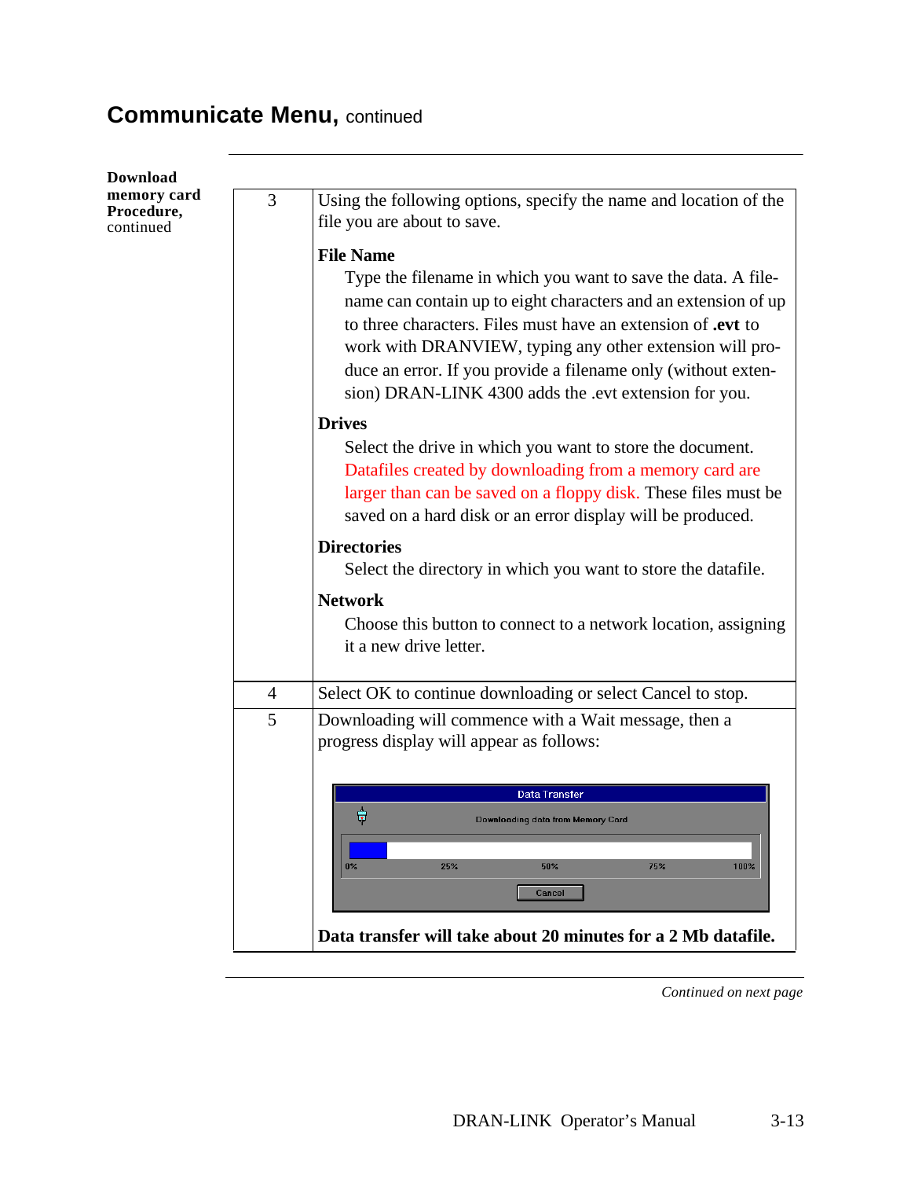## Communicate Menu, continued

**Download memory card Procedure,** continued

| Step | Action |
|---|---|
| 3 | Using the following options, specify the name and location of the file you are about to save.<br><br>**File Name**<br>Type the filename in which you want to save the data. A filename can contain up to eight characters and an extension of up to three characters. Files must have an extension of **.evt** to work with DRANVIEW, typing any other extension will produce an error. If you provide a filename only (without extension) DRAN-LINK 4300 adds the .evt extension for you.<br><br>**Drives**<br>Select the drive in which you want to store the document. Datafiles created by downloading from a memory card are larger than can be saved on a floppy disk. These files must be saved on a hard disk or an error display will be produced.<br><br>**Directories**<br>Select the directory in which you want to store the datafile.<br><br>**Network**<br>Choose this button to connect to a network location, assigning it a new drive letter. |
| 4 | Select OK to continue downloading or select Cancel to stop. |
| 5 | Downloading will commence with a Wait message, then a progress display will appear as follows:<br><br>Data Transfer<br>Downloading data from Memory Card<br>0% 25% 50% 75% 100%<br>Cancel<br><br>**Data transfer will take about 20 minutes for a 2 Mb datafile.** |

*Continued on next page*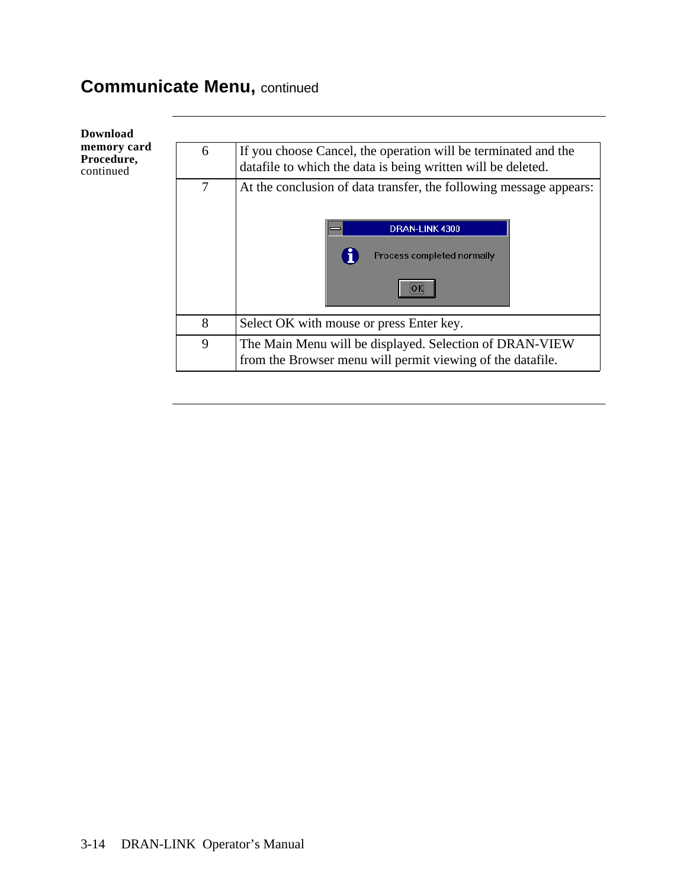## Communicate Menu, continued

**Download memory card Procedure,** continued

| | |
|---|---|
| 6 | If you choose Cancel, the operation will be terminated and the datafile to which the data is being written will be deleted. |
| 7 | At the conclusion of data transfer, the following message appears: DRAN-LINK 4300 — Process completed normally — OK |
| 8 | Select OK with mouse or press Enter key. |
| 9 | The Main Menu will be displayed. Selection of DRAN-VIEW from the Browser menu will permit viewing of the datafile. |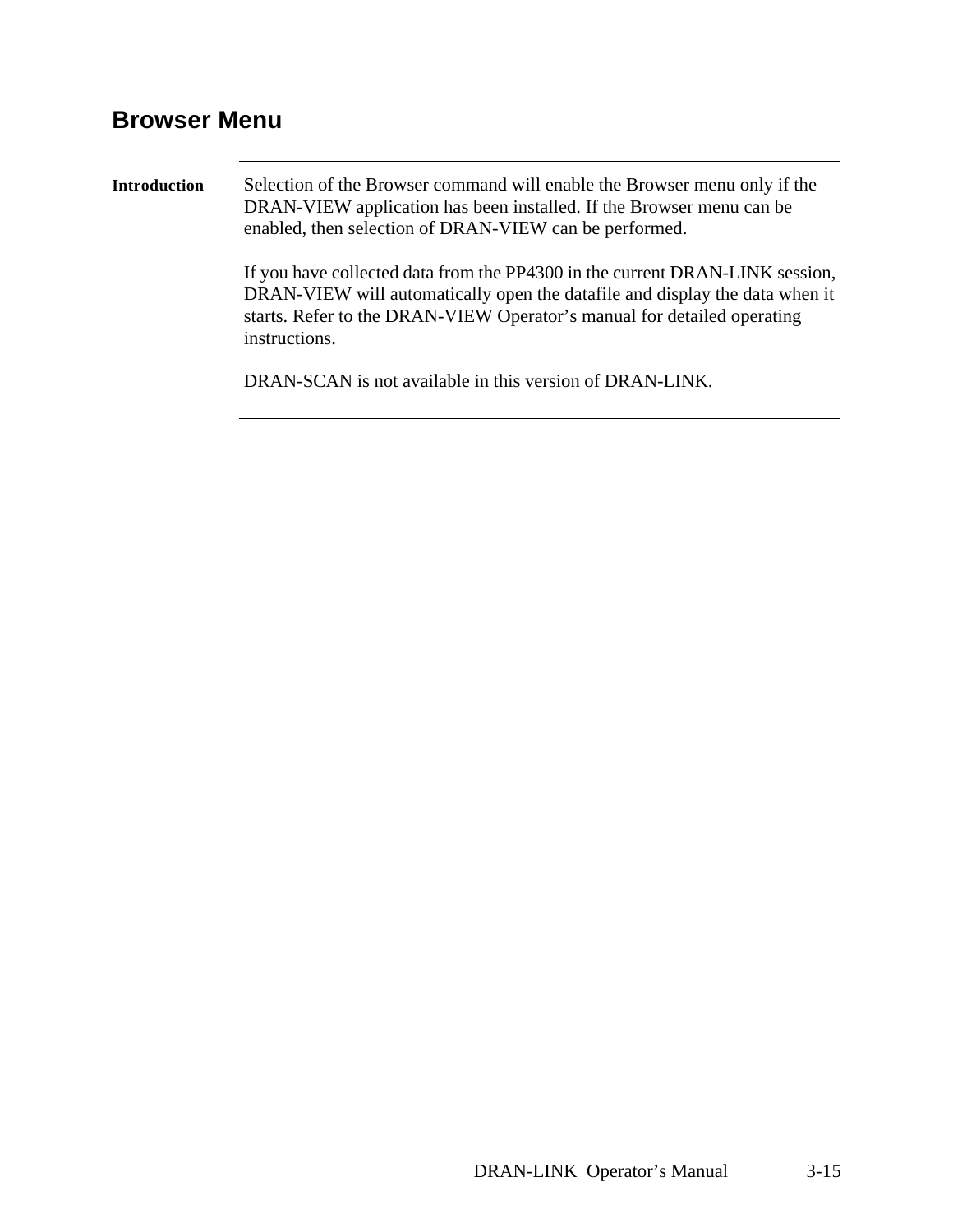## Browser Menu

---

**Introduction**

Selection of the Browser command will enable the Browser menu only if the DRAN-VIEW application has been installed. If the Browser menu can be enabled, then selection of DRAN-VIEW can be performed.

If you have collected data from the PP4300 in the current DRAN-LINK session, DRAN-VIEW will automatically open the datafile and display the data when it starts. Refer to the DRAN-VIEW Operator's manual for detailed operating instructions.

DRAN-SCAN is not available in this version of DRAN-LINK.

---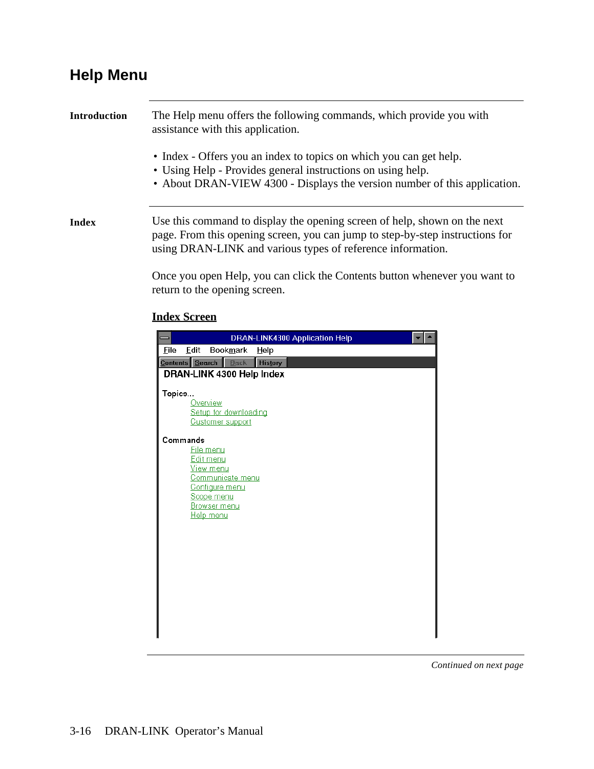# Help Menu

**Introduction**

The Help menu offers the following commands, which provide you with assistance with this application.

- Index - Offers you an index to topics on which you can get help.
- Using Help - Provides general instructions on using help.
- About DRAN-VIEW 4300 - Displays the version number of this application.

**Index**

Use this command to display the opening screen of help, shown on the next page. From this opening screen, you can jump to step-by-step instructions for using DRAN-LINK and various types of reference information.

Once you open Help, you can click the Contents button whenever you want to return to the opening screen.

**Index Screen**

DRAN-LINK4300 Application Help

File Edit Bookmark Help

Contents Search Back History

DRAN-LINK 4300 Help Index

Topics...

- Overview
- Setup for downloading
- Customer support

Commands

- File menu
- Edit menu
- View menu
- Communicate menu
- Configure menu
- Scope menu
- Browser menu
- Help menu

*Continued on next page*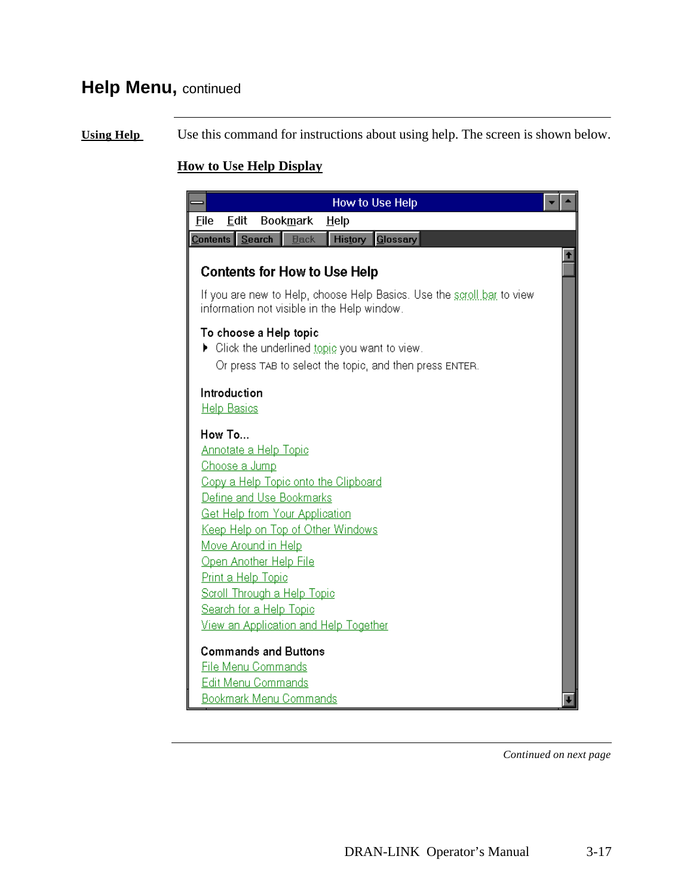# Help Menu, continued

**Using Help**

Use this command for instructions about using help. The screen is shown below.

**How to Use Help Display**

How to Use Help

File Edit Bookmark Help

Contents Search Back History Glossary

## Contents for How to Use Help

If you are new to Help, choose Help Basics. Use the scroll bar to view information not visible in the Help window.

**To choose a Help topic**

- Click the underlined topic you want to view.

  Or press TAB to select the topic, and then press ENTER.

**Introduction**

Help Basics

**How To...**

Annotate a Help Topic
Choose a Jump
Copy a Help Topic onto the Clipboard
Define and Use Bookmarks
Get Help from Your Application
Keep Help on Top of Other Windows
Move Around in Help
Open Another Help File
Print a Help Topic
Scroll Through a Help Topic
Search for a Help Topic
View an Application and Help Together

**Commands and Buttons**

File Menu Commands
Edit Menu Commands
Bookmark Menu Commands

*Continued on next page*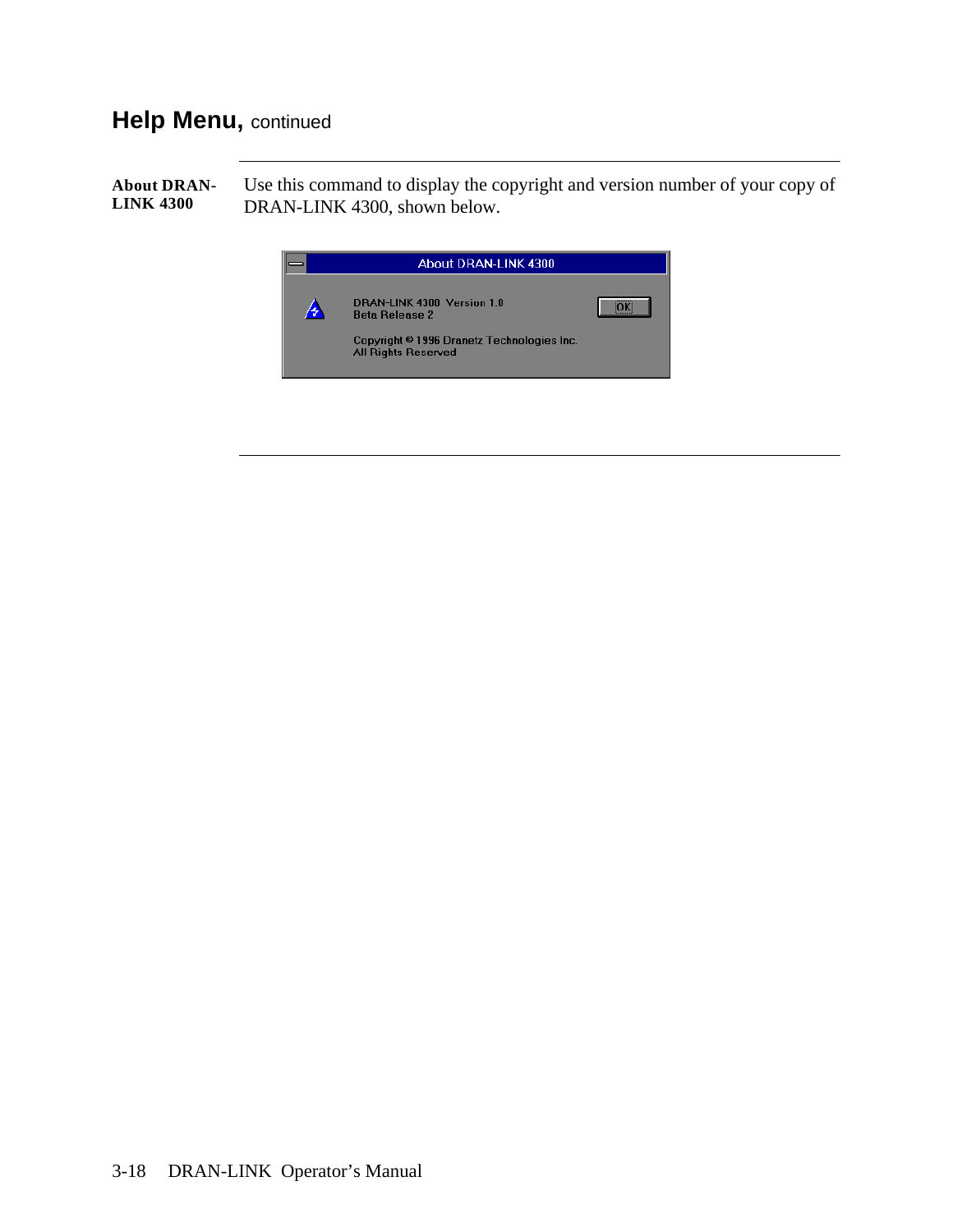## Help Menu, continued

**About DRAN-LINK 4300**

Use this command to display the copyright and version number of your copy of DRAN-LINK 4300, shown below.

About DRAN-LINK 4300

DRAN-LINK 4300 Version 1.0
Beta Release 2

Copyright © 1996 Dranetz Technologies Inc.
All Rights Reserved

OK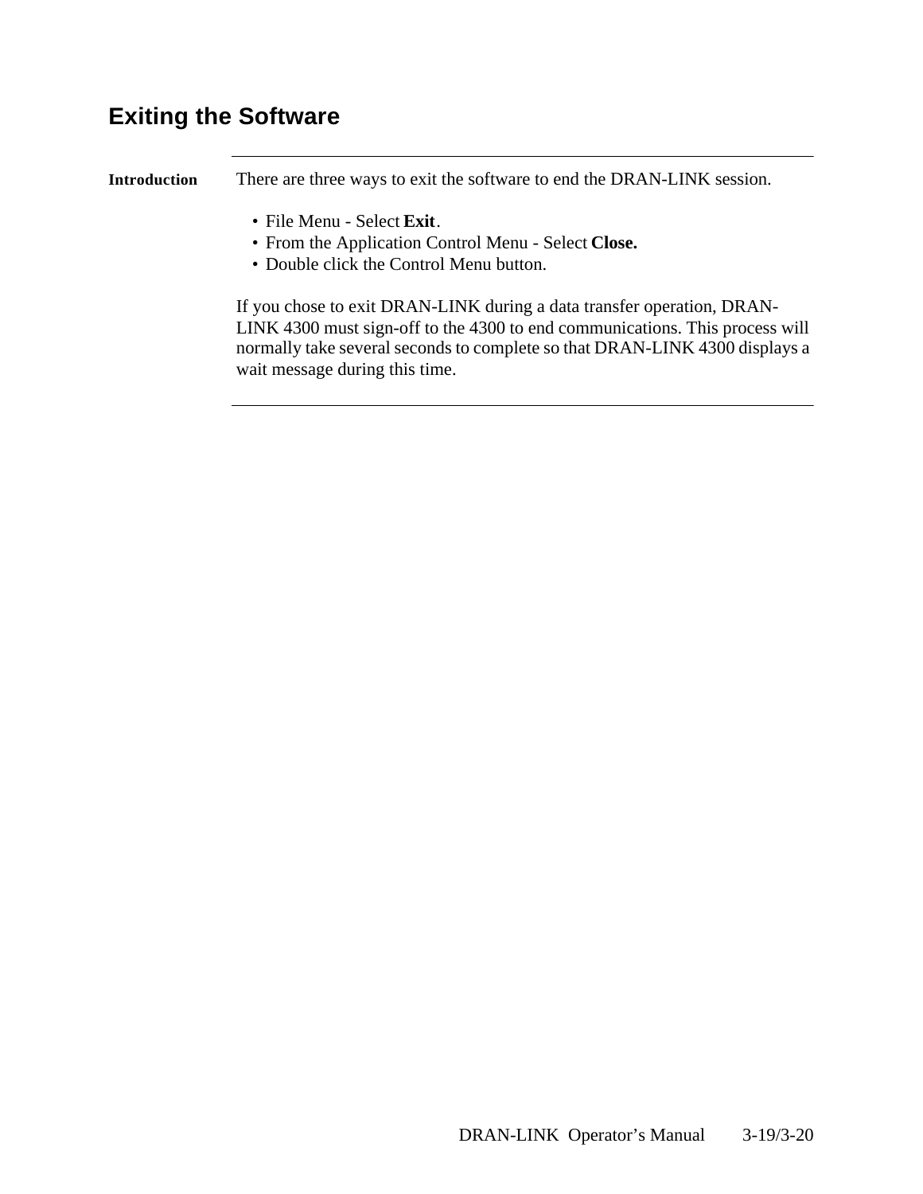# Exiting the Software

**Introduction**

There are three ways to exit the software to end the DRAN-LINK session.

- File Menu - Select **Exit**.
- From the Application Control Menu - Select **Close.**
- Double click the Control Menu button.

If you chose to exit DRAN-LINK during a data transfer operation, DRAN-LINK 4300 must sign-off to the 4300 to end communications. This process will normally take several seconds to complete so that DRAN-LINK 4300 displays a wait message during this time.